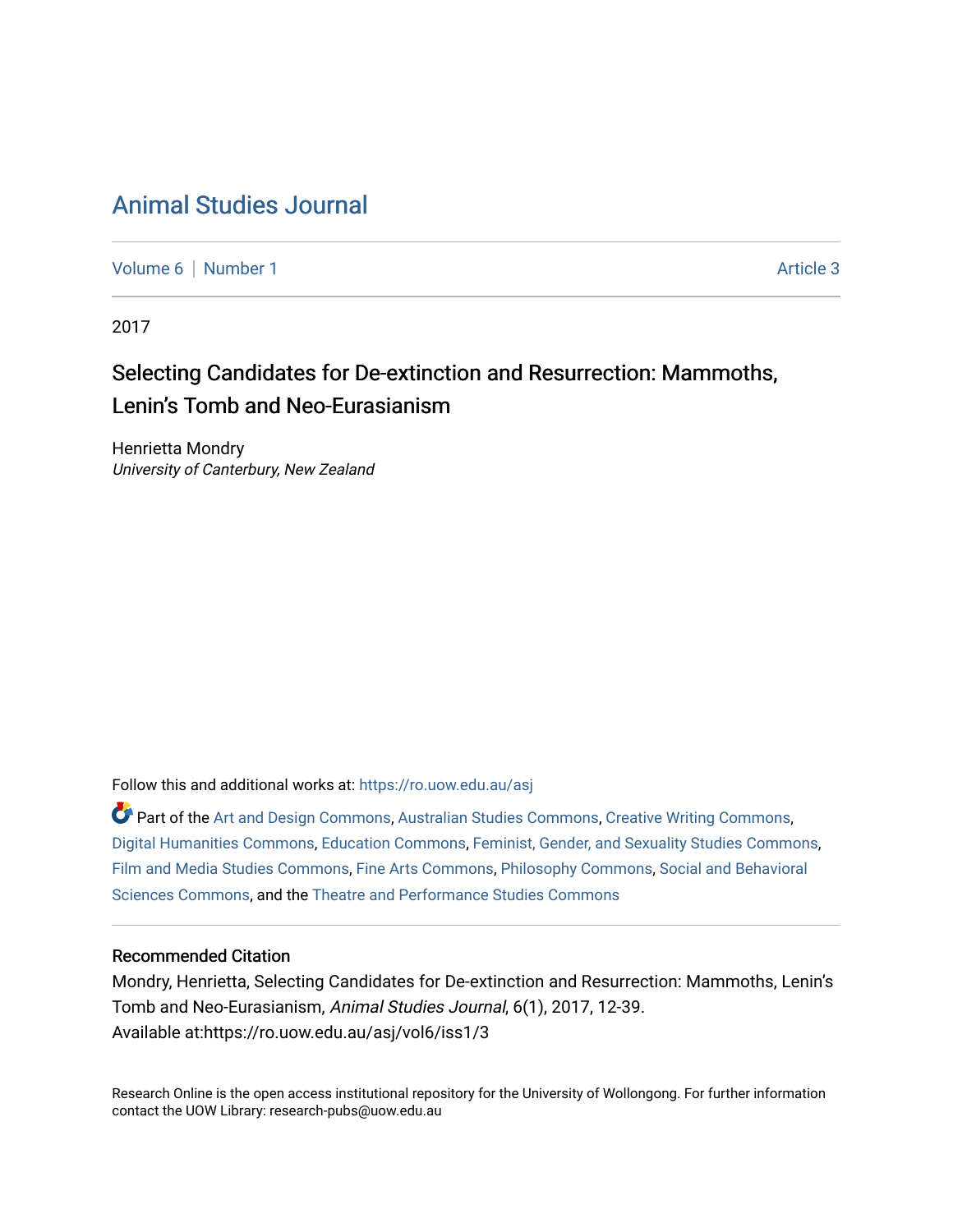# Animal Studies Journal

Volume 6 | Number 1 Article 3

2017

## Selecting Candidates for De-extinction and Resurrection: Mammoths, Lenin's Tomb and Neo-Eurasianism

Henrietta Mondry
*University of Canterbury, New Zealand*

Follow this and additional works at: https://ro.uow.edu.au/asj

Part of the Art and Design Commons, Australian Studies Commons, Creative Writing Commons, Digital Humanities Commons, Education Commons, Feminist, Gender, and Sexuality Studies Commons, Film and Media Studies Commons, Fine Arts Commons, Philosophy Commons, Social and Behavioral Sciences Commons, and the Theatre and Performance Studies Commons

### Recommended Citation

Mondry, Henrietta, Selecting Candidates for De-extinction and Resurrection: Mammoths, Lenin's Tomb and Neo-Eurasianism, *Animal Studies Journal*, 6(1), 2017, 12-39.
Available at:https://ro.uow.edu.au/asj/vol6/iss1/3

Research Online is the open access institutional repository for the University of Wollongong. For further information contact the UOW Library: research-pubs@uow.edu.au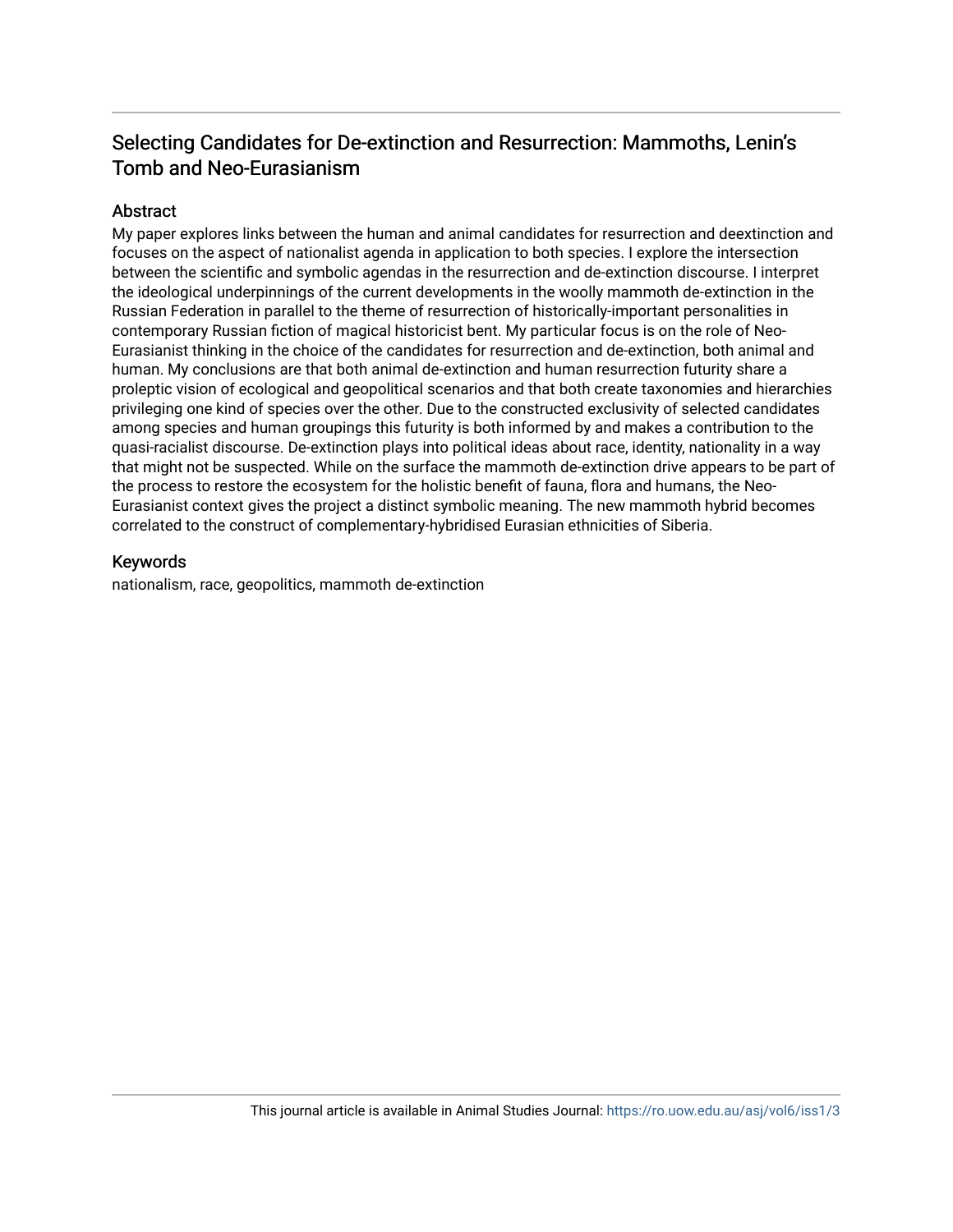# Selecting Candidates for De-extinction and Resurrection: Mammoths, Lenin's Tomb and Neo-Eurasianism

## Abstract

My paper explores links between the human and animal candidates for resurrection and deextinction and focuses on the aspect of nationalist agenda in application to both species. I explore the intersection between the scientific and symbolic agendas in the resurrection and de-extinction discourse. I interpret the ideological underpinnings of the current developments in the woolly mammoth de-extinction in the Russian Federation in parallel to the theme of resurrection of historically-important personalities in contemporary Russian fiction of magical historicist bent. My particular focus is on the role of Neo-Eurasianist thinking in the choice of the candidates for resurrection and de-extinction, both animal and human. My conclusions are that both animal de-extinction and human resurrection futurity share a proleptic vision of ecological and geopolitical scenarios and that both create taxonomies and hierarchies privileging one kind of species over the other. Due to the constructed exclusivity of selected candidates among species and human groupings this futurity is both informed by and makes a contribution to the quasi-racialist discourse. De-extinction plays into political ideas about race, identity, nationality in a way that might not be suspected. While on the surface the mammoth de-extinction drive appears to be part of the process to restore the ecosystem for the holistic benefit of fauna, flora and humans, the Neo-Eurasianist context gives the project a distinct symbolic meaning. The new mammoth hybrid becomes correlated to the construct of complementary-hybridised Eurasian ethnicities of Siberia.

## Keywords

nationalism, race, geopolitics, mammoth de-extinction

This journal article is available in Animal Studies Journal: https://ro.uow.edu.au/asj/vol6/iss1/3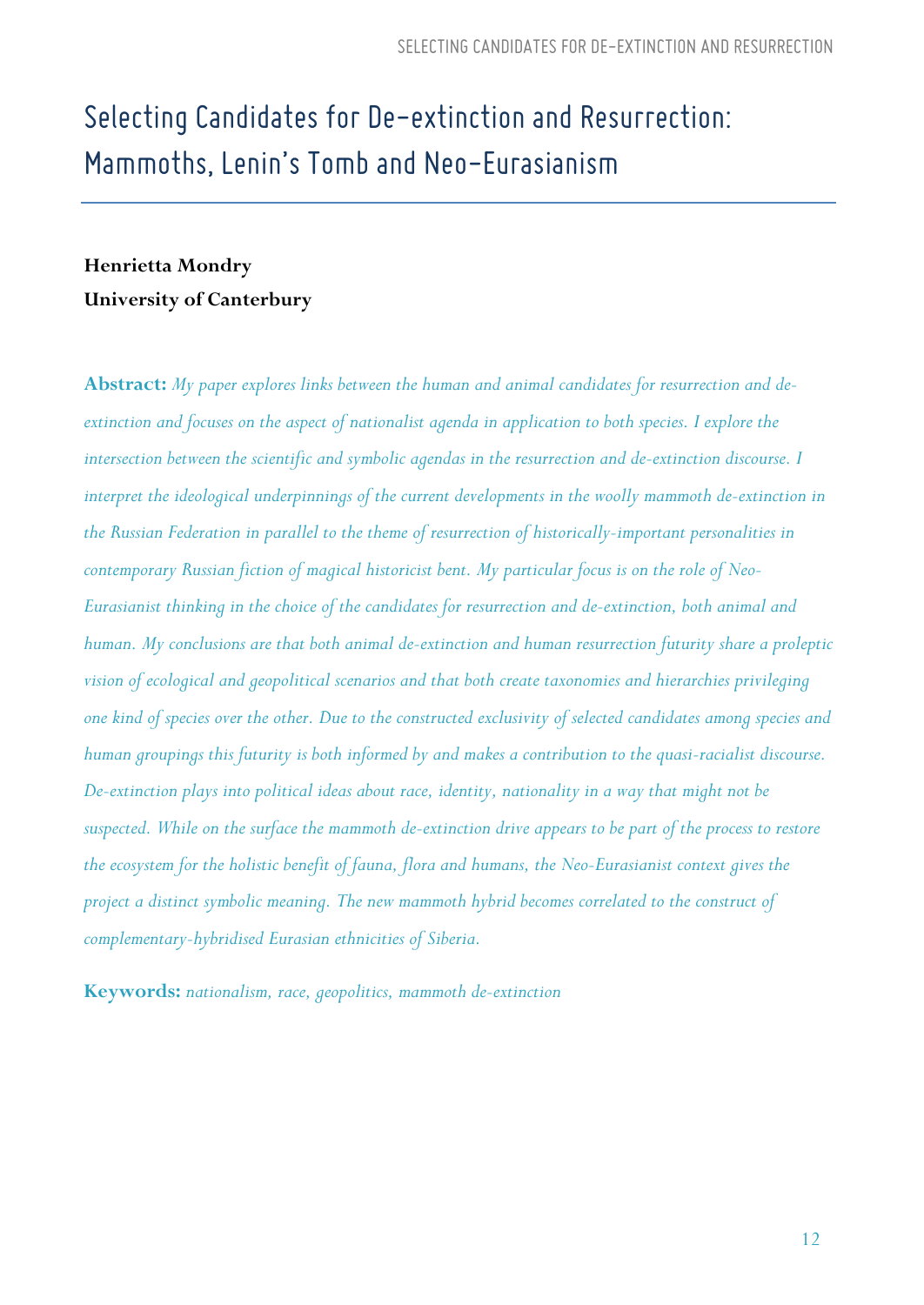# Selecting Candidates for De-extinction and Resurrection: Mammoths, Lenin's Tomb and Neo-Eurasianism

**Henrietta Mondry**
**University of Canterbury**

**Abstract:** *My paper explores links between the human and animal candidates for resurrection and de-extinction and focuses on the aspect of nationalist agenda in application to both species. I explore the intersection between the scientific and symbolic agendas in the resurrection and de-extinction discourse. I interpret the ideological underpinnings of the current developments in the woolly mammoth de-extinction in the Russian Federation in parallel to the theme of resurrection of historically-important personalities in contemporary Russian fiction of magical historicist bent. My particular focus is on the role of Neo-Eurasianist thinking in the choice of the candidates for resurrection and de-extinction, both animal and human. My conclusions are that both animal de-extinction and human resurrection futurity share a proleptic vision of ecological and geopolitical scenarios and that both create taxonomies and hierarchies privileging one kind of species over the other. Due to the constructed exclusivity of selected candidates among species and human groupings this futurity is both informed by and makes a contribution to the quasi-racialist discourse. De-extinction plays into political ideas about race, identity, nationality in a way that might not be suspected. While on the surface the mammoth de-extinction drive appears to be part of the process to restore the ecosystem for the holistic benefit of fauna, flora and humans, the Neo-Eurasianist context gives the project a distinct symbolic meaning. The new mammoth hybrid becomes correlated to the construct of complementary-hybridised Eurasian ethnicities of Siberia.*

**Keywords:** *nationalism, race, geopolitics, mammoth de-extinction*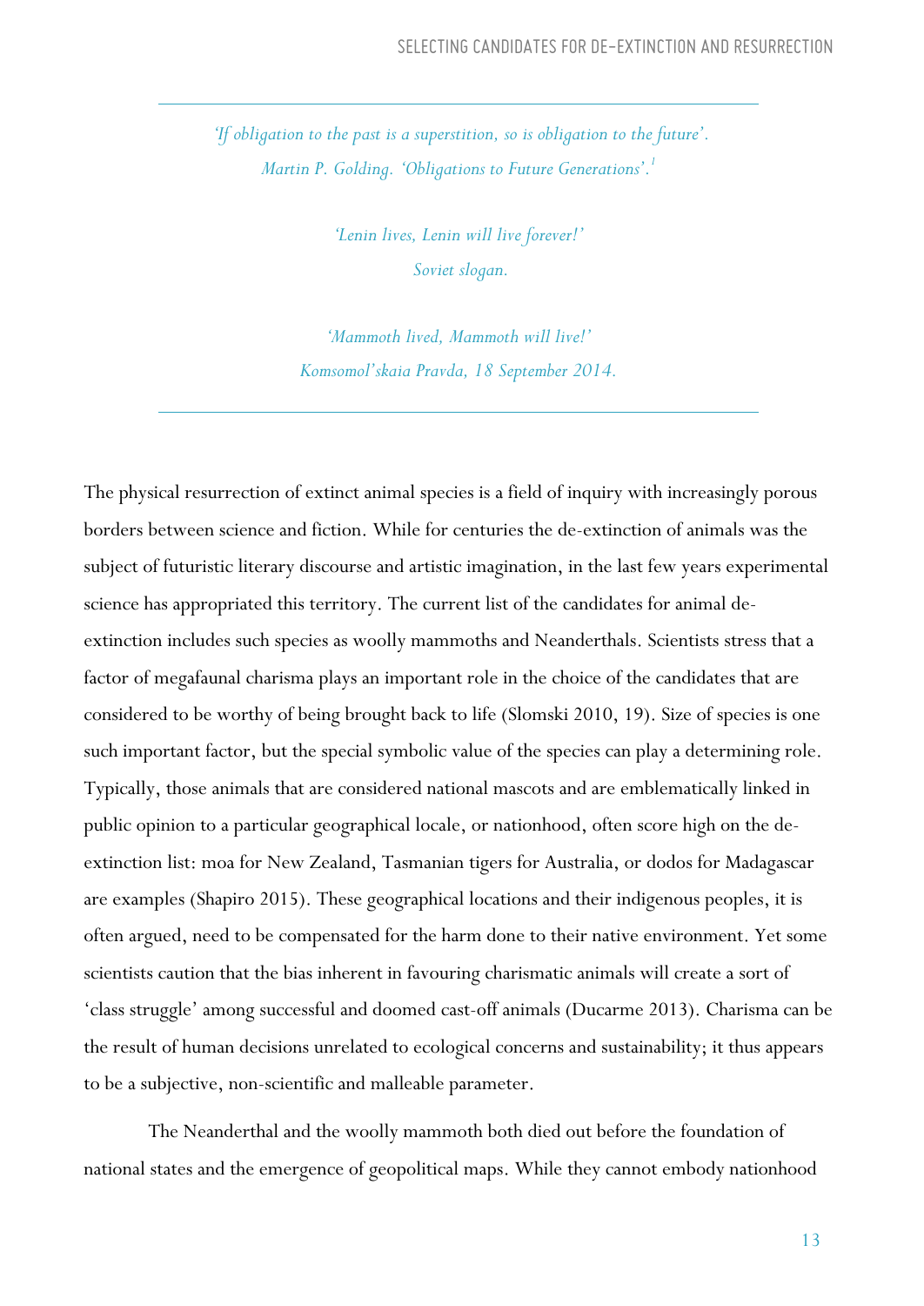---

*'If obligation to the past is a superstition, so is obligation to the future'.*
*Martin P. Golding. 'Obligations to Future Generations'.*[1]

*'Lenin lives, Lenin will live forever!'*
*Soviet slogan.*

*'Mammoth lived, Mammoth will live!'*
*Komsomol'skaia Pravda, 18 September 2014.*

---

The physical resurrection of extinct animal species is a field of inquiry with increasingly porous borders between science and fiction. While for centuries the de-extinction of animals was the subject of futuristic literary discourse and artistic imagination, in the last few years experimental science has appropriated this territory. The current list of the candidates for animal de-extinction includes such species as woolly mammoths and Neanderthals. Scientists stress that a factor of megafaunal charisma plays an important role in the choice of the candidates that are considered to be worthy of being brought back to life (Slomski 2010, 19). Size of species is one such important factor, but the special symbolic value of the species can play a determining role. Typically, those animals that are considered national mascots and are emblematically linked in public opinion to a particular geographical locale, or nationhood, often score high on the de-extinction list: moa for New Zealand, Tasmanian tigers for Australia, or dodos for Madagascar are examples (Shapiro 2015). These geographical locations and their indigenous peoples, it is often argued, need to be compensated for the harm done to their native environment. Yet some scientists caution that the bias inherent in favouring charismatic animals will create a sort of 'class struggle' among successful and doomed cast-off animals (Ducarme 2013). Charisma can be the result of human decisions unrelated to ecological concerns and sustainability; it thus appears to be a subjective, non-scientific and malleable parameter.

The Neanderthal and the woolly mammoth both died out before the foundation of national states and the emergence of geopolitical maps. While they cannot embody nationhood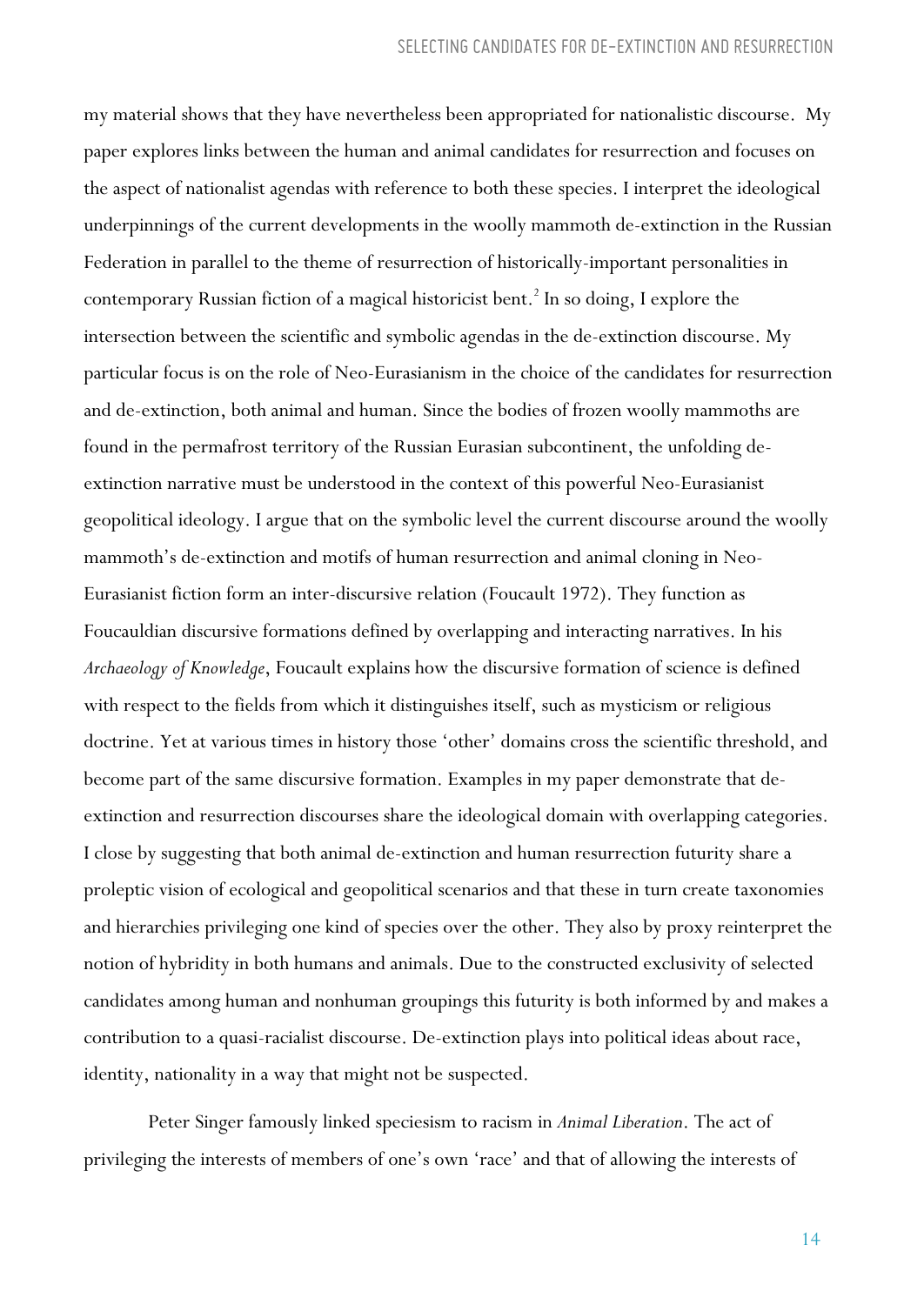my material shows that they have nevertheless been appropriated for nationalistic discourse. My paper explores links between the human and animal candidates for resurrection and focuses on the aspect of nationalist agendas with reference to both these species. I interpret the ideological underpinnings of the current developments in the woolly mammoth de-extinction in the Russian Federation in parallel to the theme of resurrection of historically-important personalities in contemporary Russian fiction of a magical historicist bent.[2] In so doing, I explore the intersection between the scientific and symbolic agendas in the de-extinction discourse. My particular focus is on the role of Neo-Eurasianism in the choice of the candidates for resurrection and de-extinction, both animal and human. Since the bodies of frozen woolly mammoths are found in the permafrost territory of the Russian Eurasian subcontinent, the unfolding de-extinction narrative must be understood in the context of this powerful Neo-Eurasianist geopolitical ideology. I argue that on the symbolic level the current discourse around the woolly mammoth's de-extinction and motifs of human resurrection and animal cloning in Neo-Eurasianist fiction form an inter-discursive relation (Foucault 1972). They function as Foucauldian discursive formations defined by overlapping and interacting narratives. In his *Archaeology of Knowledge*, Foucault explains how the discursive formation of science is defined with respect to the fields from which it distinguishes itself, such as mysticism or religious doctrine. Yet at various times in history those 'other' domains cross the scientific threshold, and become part of the same discursive formation. Examples in my paper demonstrate that de-extinction and resurrection discourses share the ideological domain with overlapping categories. I close by suggesting that both animal de-extinction and human resurrection futurity share a proleptic vision of ecological and geopolitical scenarios and that these in turn create taxonomies and hierarchies privileging one kind of species over the other. They also by proxy reinterpret the notion of hybridity in both humans and animals. Due to the constructed exclusivity of selected candidates among human and nonhuman groupings this futurity is both informed by and makes a contribution to a quasi-racialist discourse. De-extinction plays into political ideas about race, identity, nationality in a way that might not be suspected.

Peter Singer famously linked speciesism to racism in *Animal Liberation*. The act of privileging the interests of members of one's own 'race' and that of allowing the interests of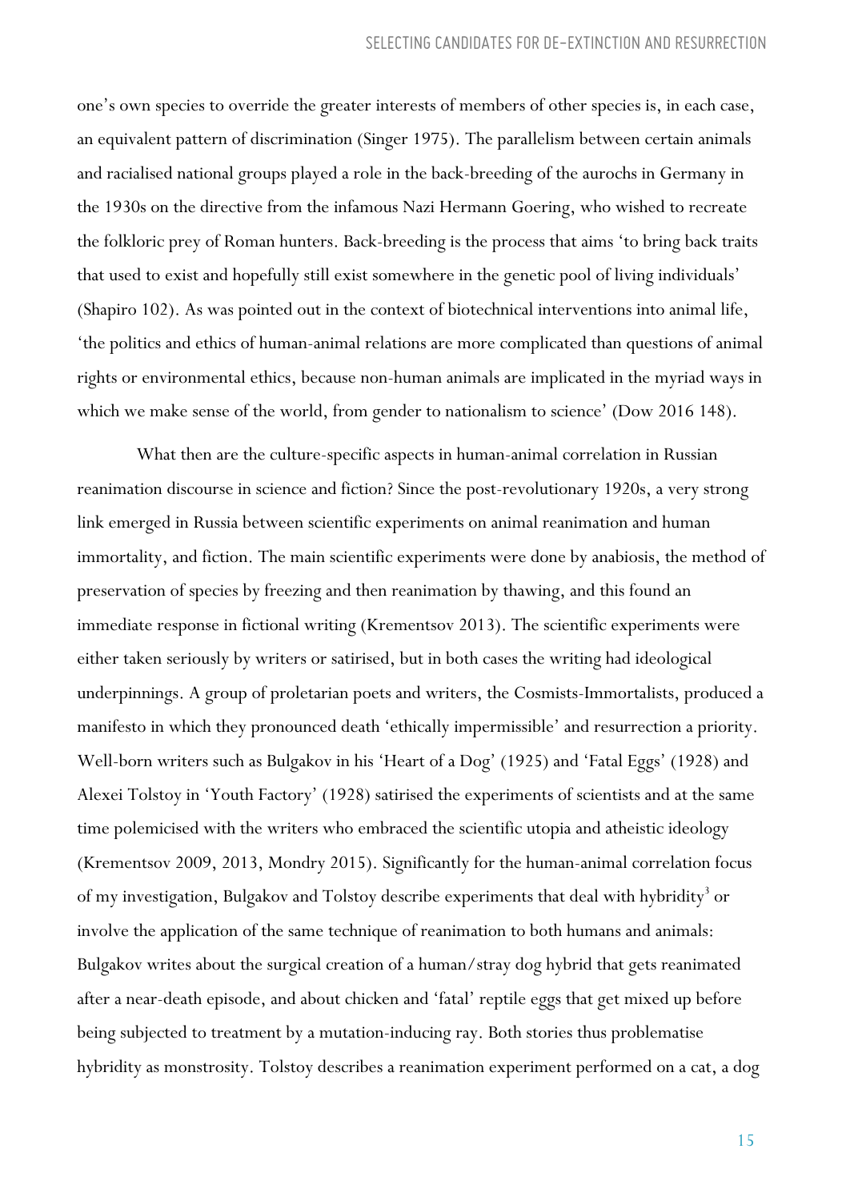one's own species to override the greater interests of members of other species is, in each case, an equivalent pattern of discrimination (Singer 1975). The parallelism between certain animals and racialised national groups played a role in the back-breeding of the aurochs in Germany in the 1930s on the directive from the infamous Nazi Hermann Goering, who wished to recreate the folkloric prey of Roman hunters. Back-breeding is the process that aims 'to bring back traits that used to exist and hopefully still exist somewhere in the genetic pool of living individuals' (Shapiro 102). As was pointed out in the context of biotechnical interventions into animal life, 'the politics and ethics of human-animal relations are more complicated than questions of animal rights or environmental ethics, because non-human animals are implicated in the myriad ways in which we make sense of the world, from gender to nationalism to science' (Dow 2016 148).

What then are the culture-specific aspects in human-animal correlation in Russian reanimation discourse in science and fiction? Since the post-revolutionary 1920s, a very strong link emerged in Russia between scientific experiments on animal reanimation and human immortality, and fiction. The main scientific experiments were done by anabiosis, the method of preservation of species by freezing and then reanimation by thawing, and this found an immediate response in fictional writing (Krementsov 2013). The scientific experiments were either taken seriously by writers or satirised, but in both cases the writing had ideological underpinnings. A group of proletarian poets and writers, the Cosmists-Immortalists, produced a manifesto in which they pronounced death 'ethically impermissible' and resurrection a priority. Well-born writers such as Bulgakov in his 'Heart of a Dog' (1925) and 'Fatal Eggs' (1928) and Alexei Tolstoy in 'Youth Factory' (1928) satirised the experiments of scientists and at the same time polemicised with the writers who embraced the scientific utopia and atheistic ideology (Krementsov 2009, 2013, Mondry 2015). Significantly for the human-animal correlation focus of my investigation, Bulgakov and Tolstoy describe experiments that deal with hybridity[3] or involve the application of the same technique of reanimation to both humans and animals: Bulgakov writes about the surgical creation of a human/stray dog hybrid that gets reanimated after a near-death episode, and about chicken and 'fatal' reptile eggs that get mixed up before being subjected to treatment by a mutation-inducing ray. Both stories thus problematise hybridity as monstrosity. Tolstoy describes a reanimation experiment performed on a cat, a dog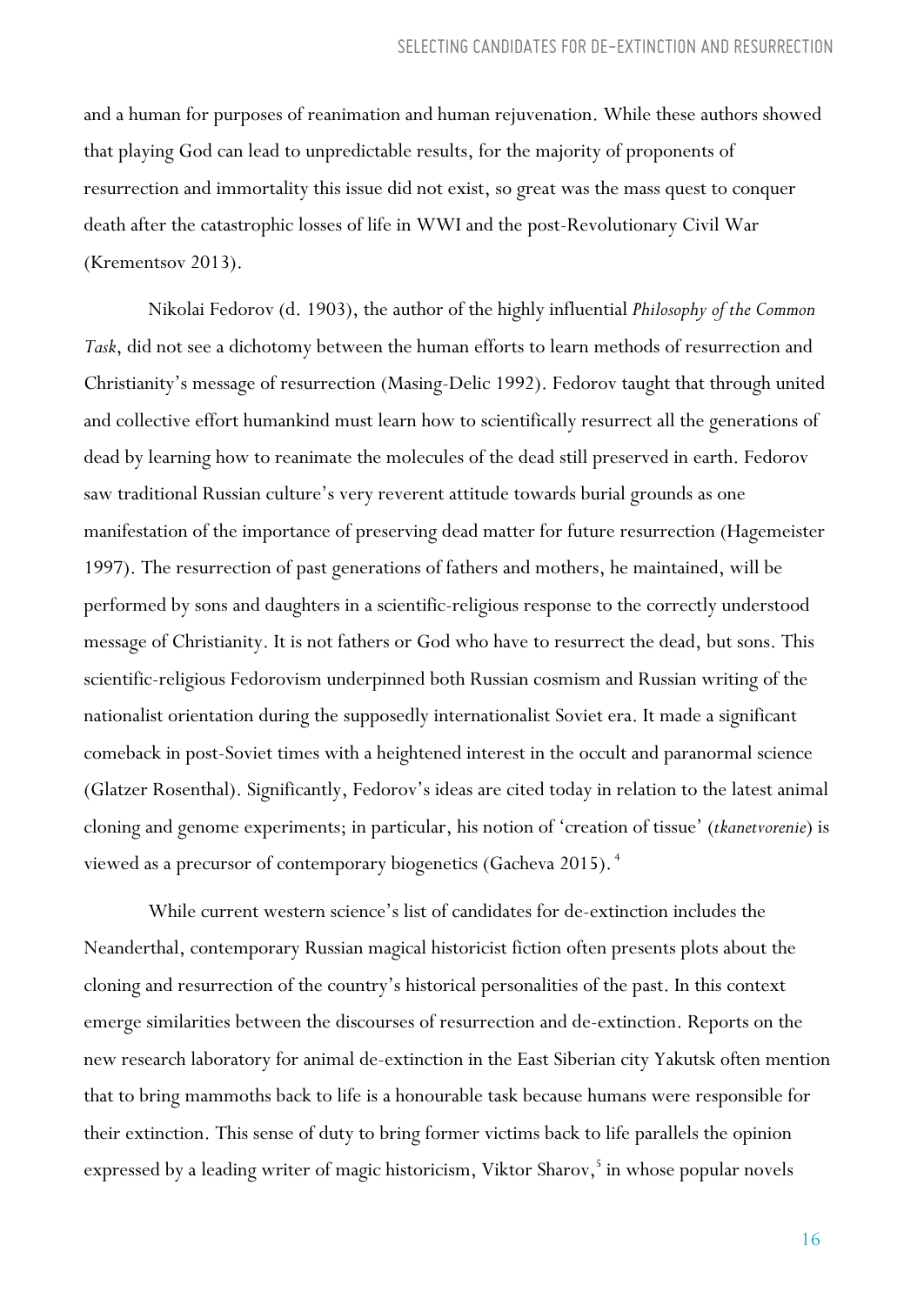and a human for purposes of reanimation and human rejuvenation. While these authors showed that playing God can lead to unpredictable results, for the majority of proponents of resurrection and immortality this issue did not exist, so great was the mass quest to conquer death after the catastrophic losses of life in WWI and the post-Revolutionary Civil War (Krementsov 2013).

Nikolai Fedorov (d. 1903), the author of the highly influential *Philosophy of the Common Task*, did not see a dichotomy between the human efforts to learn methods of resurrection and Christianity's message of resurrection (Masing-Delic 1992). Fedorov taught that through united and collective effort humankind must learn how to scientifically resurrect all the generations of dead by learning how to reanimate the molecules of the dead still preserved in earth. Fedorov saw traditional Russian culture's very reverent attitude towards burial grounds as one manifestation of the importance of preserving dead matter for future resurrection (Hagemeister 1997). The resurrection of past generations of fathers and mothers, he maintained, will be performed by sons and daughters in a scientific-religious response to the correctly understood message of Christianity. It is not fathers or God who have to resurrect the dead, but sons. This scientific-religious Fedorovism underpinned both Russian cosmism and Russian writing of the nationalist orientation during the supposedly internationalist Soviet era. It made a significant comeback in post-Soviet times with a heightened interest in the occult and paranormal science (Glatzer Rosenthal). Significantly, Fedorov's ideas are cited today in relation to the latest animal cloning and genome experiments; in particular, his notion of 'creation of tissue' (*tkanetvorenie*) is viewed as a precursor of contemporary biogenetics (Gacheva 2015).[4]

While current western science's list of candidates for de-extinction includes the Neanderthal, contemporary Russian magical historicist fiction often presents plots about the cloning and resurrection of the country's historical personalities of the past. In this context emerge similarities between the discourses of resurrection and de-extinction. Reports on the new research laboratory for animal de-extinction in the East Siberian city Yakutsk often mention that to bring mammoths back to life is a honourable task because humans were responsible for their extinction. This sense of duty to bring former victims back to life parallels the opinion expressed by a leading writer of magic historicism, Viktor Sharov,[5] in whose popular novels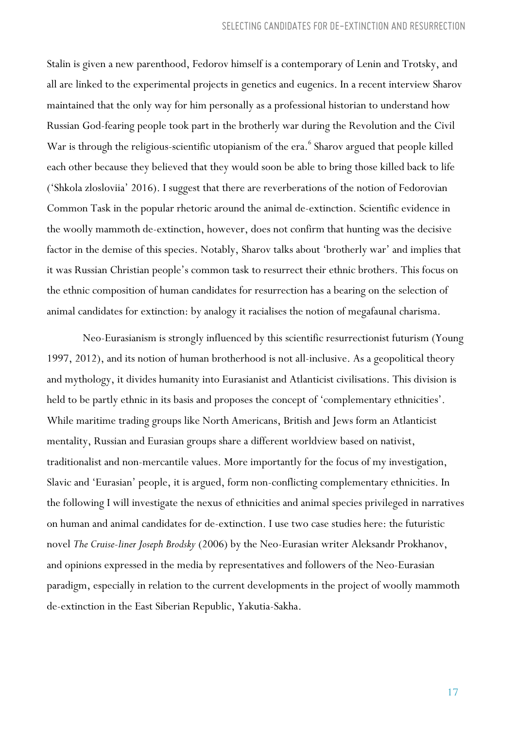Stalin is given a new parenthood, Fedorov himself is a contemporary of Lenin and Trotsky, and all are linked to the experimental projects in genetics and eugenics. In a recent interview Sharov maintained that the only way for him personally as a professional historian to understand how Russian God-fearing people took part in the brotherly war during the Revolution and the Civil War is through the religious-scientific utopianism of the era.[6] Sharov argued that people killed each other because they believed that they would soon be able to bring those killed back to life ('Shkola zlosloviia' 2016). I suggest that there are reverberations of the notion of Fedorovian Common Task in the popular rhetoric around the animal de-extinction. Scientific evidence in the woolly mammoth de-extinction, however, does not confirm that hunting was the decisive factor in the demise of this species. Notably, Sharov talks about 'brotherly war' and implies that it was Russian Christian people's common task to resurrect their ethnic brothers. This focus on the ethnic composition of human candidates for resurrection has a bearing on the selection of animal candidates for extinction: by analogy it racialises the notion of megafaunal charisma.

Neo-Eurasianism is strongly influenced by this scientific resurrectionist futurism (Young 1997, 2012), and its notion of human brotherhood is not all-inclusive. As a geopolitical theory and mythology, it divides humanity into Eurasianist and Atlanticist civilisations. This division is held to be partly ethnic in its basis and proposes the concept of 'complementary ethnicities'. While maritime trading groups like North Americans, British and Jews form an Atlanticist mentality, Russian and Eurasian groups share a different worldview based on nativist, traditionalist and non-mercantile values. More importantly for the focus of my investigation, Slavic and 'Eurasian' people, it is argued, form non-conflicting complementary ethnicities. In the following I will investigate the nexus of ethnicities and animal species privileged in narratives on human and animal candidates for de-extinction. I use two case studies here: the futuristic novel *The Cruise-liner Joseph Brodsky* (2006) by the Neo-Eurasian writer Aleksandr Prokhanov, and opinions expressed in the media by representatives and followers of the Neo-Eurasian paradigm, especially in relation to the current developments in the project of woolly mammoth de-extinction in the East Siberian Republic, Yakutia-Sakha.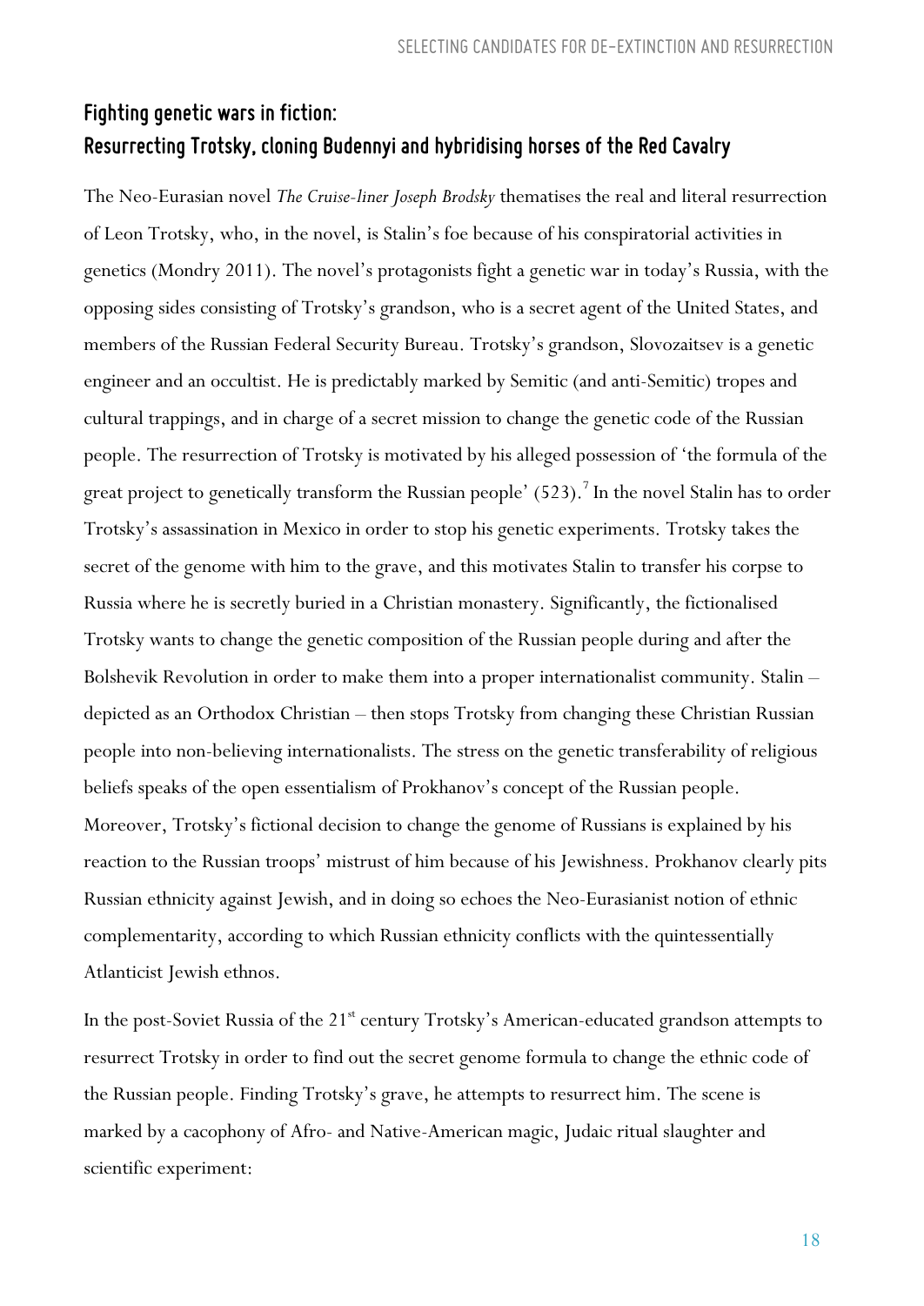## Fighting genetic wars in fiction: Resurrecting Trotsky, cloning Budennyi and hybridising horses of the Red Cavalry

The Neo-Eurasian novel *The Cruise-liner Joseph Brodsky* thematises the real and literal resurrection of Leon Trotsky, who, in the novel, is Stalin's foe because of his conspiratorial activities in genetics (Mondry 2011). The novel's protagonists fight a genetic war in today's Russia, with the opposing sides consisting of Trotsky's grandson, who is a secret agent of the United States, and members of the Russian Federal Security Bureau. Trotsky's grandson, Slovozaitsev is a genetic engineer and an occultist. He is predictably marked by Semitic (and anti-Semitic) tropes and cultural trappings, and in charge of a secret mission to change the genetic code of the Russian people. The resurrection of Trotsky is motivated by his alleged possession of 'the formula of the great project to genetically transform the Russian people' (523).[7] In the novel Stalin has to order Trotsky's assassination in Mexico in order to stop his genetic experiments. Trotsky takes the secret of the genome with him to the grave, and this motivates Stalin to transfer his corpse to Russia where he is secretly buried in a Christian monastery. Significantly, the fictionalised Trotsky wants to change the genetic composition of the Russian people during and after the Bolshevik Revolution in order to make them into a proper internationalist community. Stalin – depicted as an Orthodox Christian – then stops Trotsky from changing these Christian Russian people into non-believing internationalists. The stress on the genetic transferability of religious beliefs speaks of the open essentialism of Prokhanov's concept of the Russian people. Moreover, Trotsky's fictional decision to change the genome of Russians is explained by his reaction to the Russian troops' mistrust of him because of his Jewishness. Prokhanov clearly pits Russian ethnicity against Jewish, and in doing so echoes the Neo-Eurasianist notion of ethnic complementarity, according to which Russian ethnicity conflicts with the quintessentially Atlanticist Jewish ethnos.

In the post-Soviet Russia of the 21st century Trotsky's American-educated grandson attempts to resurrect Trotsky in order to find out the secret genome formula to change the ethnic code of the Russian people. Finding Trotsky's grave, he attempts to resurrect him. The scene is marked by a cacophony of Afro- and Native-American magic, Judaic ritual slaughter and scientific experiment: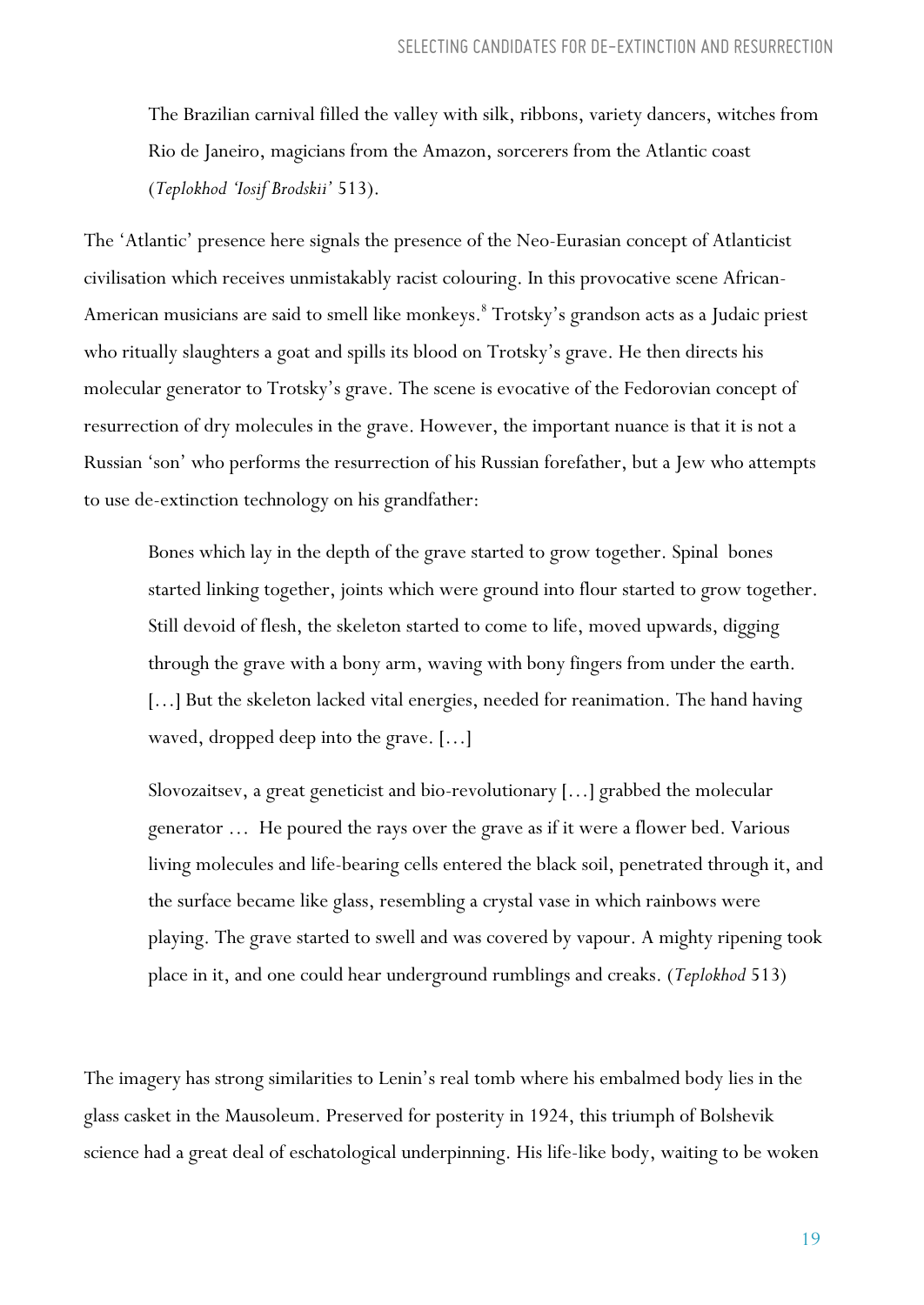> The Brazilian carnival filled the valley with silk, ribbons, variety dancers, witches from Rio de Janeiro, magicians from the Amazon, sorcerers from the Atlantic coast (*Teplokhod 'Iosif Brodskii'* 513).

The 'Atlantic' presence here signals the presence of the Neo-Eurasian concept of Atlanticist civilisation which receives unmistakably racist colouring. In this provocative scene African-American musicians are said to smell like monkeys.[8] Trotsky's grandson acts as a Judaic priest who ritually slaughters a goat and spills its blood on Trotsky's grave. He then directs his molecular generator to Trotsky's grave. The scene is evocative of the Fedorovian concept of resurrection of dry molecules in the grave. However, the important nuance is that it is not a Russian 'son' who performs the resurrection of his Russian forefather, but a Jew who attempts to use de-extinction technology on his grandfather:

> Bones which lay in the depth of the grave started to grow together. Spinal bones started linking together, joints which were ground into flour started to grow together. Still devoid of flesh, the skeleton started to come to life, moved upwards, digging through the grave with a bony arm, waving with bony fingers from under the earth. [...] But the skeleton lacked vital energies, needed for reanimation. The hand having waved, dropped deep into the grave. [...]
>
> Slovozaitsev, a great geneticist and bio-revolutionary [...] grabbed the molecular generator ... He poured the rays over the grave as if it were a flower bed. Various living molecules and life-bearing cells entered the black soil, penetrated through it, and the surface became like glass, resembling a crystal vase in which rainbows were playing. The grave started to swell and was covered by vapour. A mighty ripening took place in it, and one could hear underground rumblings and creaks. (*Teplokhod* 513)

The imagery has strong similarities to Lenin's real tomb where his embalmed body lies in the glass casket in the Mausoleum. Preserved for posterity in 1924, this triumph of Bolshevik science had a great deal of eschatological underpinning. His life-like body, waiting to be woken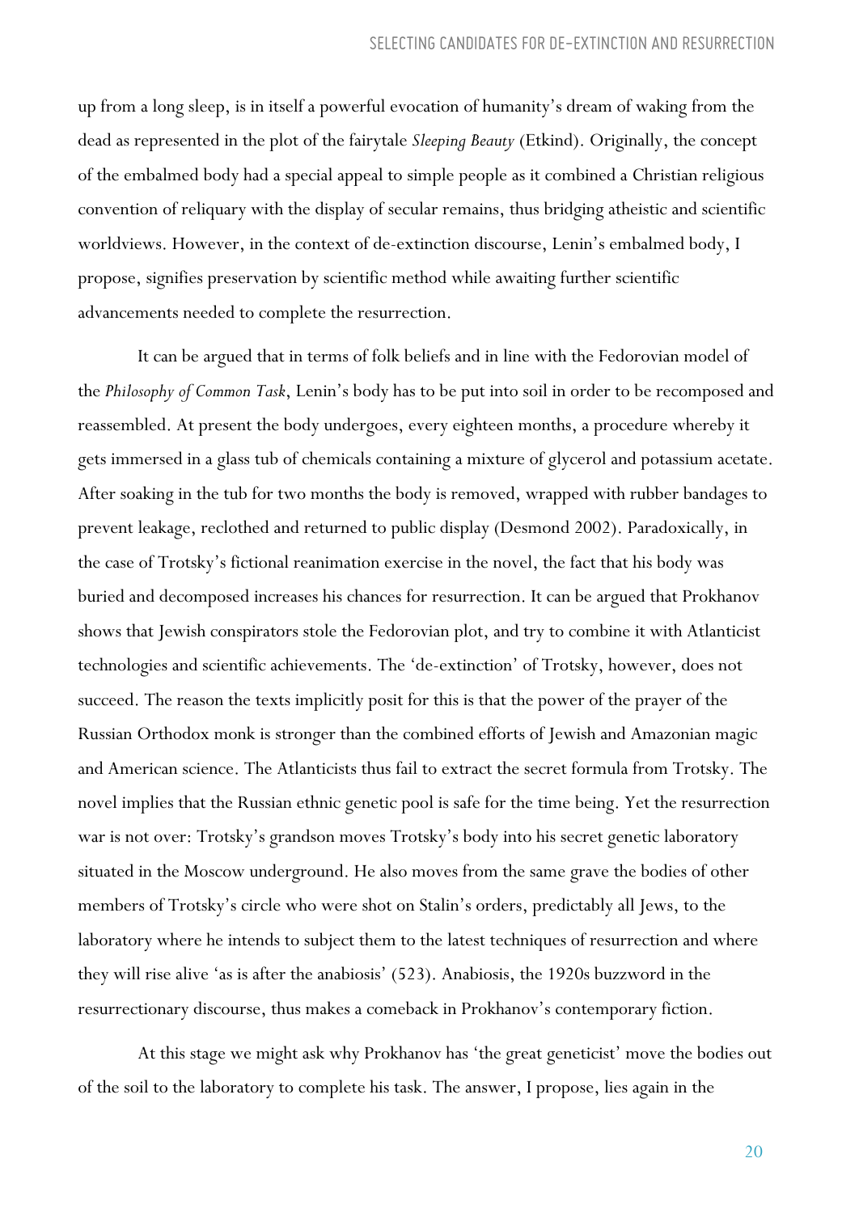up from a long sleep, is in itself a powerful evocation of humanity's dream of waking from the dead as represented in the plot of the fairytale *Sleeping Beauty* (Etkind). Originally, the concept of the embalmed body had a special appeal to simple people as it combined a Christian religious convention of reliquary with the display of secular remains, thus bridging atheistic and scientific worldviews. However, in the context of de-extinction discourse, Lenin's embalmed body, I propose, signifies preservation by scientific method while awaiting further scientific advancements needed to complete the resurrection.

It can be argued that in terms of folk beliefs and in line with the Fedorovian model of the *Philosophy of Common Task*, Lenin's body has to be put into soil in order to be recomposed and reassembled. At present the body undergoes, every eighteen months, a procedure whereby it gets immersed in a glass tub of chemicals containing a mixture of glycerol and potassium acetate. After soaking in the tub for two months the body is removed, wrapped with rubber bandages to prevent leakage, reclothed and returned to public display (Desmond 2002). Paradoxically, in the case of Trotsky's fictional reanimation exercise in the novel, the fact that his body was buried and decomposed increases his chances for resurrection. It can be argued that Prokhanov shows that Jewish conspirators stole the Fedorovian plot, and try to combine it with Atlanticist technologies and scientific achievements. The 'de-extinction' of Trotsky, however, does not succeed. The reason the texts implicitly posit for this is that the power of the prayer of the Russian Orthodox monk is stronger than the combined efforts of Jewish and Amazonian magic and American science. The Atlanticists thus fail to extract the secret formula from Trotsky. The novel implies that the Russian ethnic genetic pool is safe for the time being. Yet the resurrection war is not over: Trotsky's grandson moves Trotsky's body into his secret genetic laboratory situated in the Moscow underground. He also moves from the same grave the bodies of other members of Trotsky's circle who were shot on Stalin's orders, predictably all Jews, to the laboratory where he intends to subject them to the latest techniques of resurrection and where they will rise alive 'as is after the anabiosis' (523). Anabiosis, the 1920s buzzword in the resurrectionary discourse, thus makes a comeback in Prokhanov's contemporary fiction.

At this stage we might ask why Prokhanov has 'the great geneticist' move the bodies out of the soil to the laboratory to complete his task. The answer, I propose, lies again in the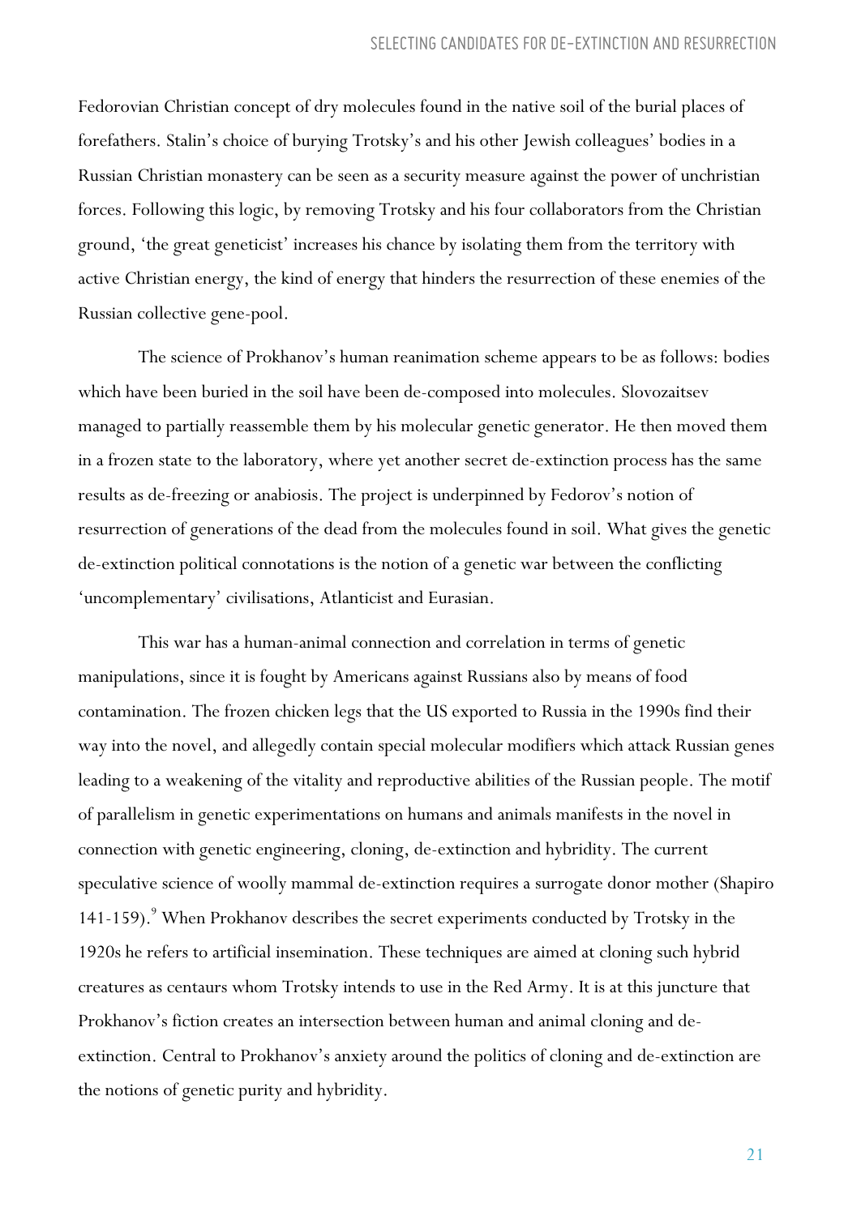Fedorovian Christian concept of dry molecules found in the native soil of the burial places of forefathers. Stalin's choice of burying Trotsky's and his other Jewish colleagues' bodies in a Russian Christian monastery can be seen as a security measure against the power of unchristian forces. Following this logic, by removing Trotsky and his four collaborators from the Christian ground, 'the great geneticist' increases his chance by isolating them from the territory with active Christian energy, the kind of energy that hinders the resurrection of these enemies of the Russian collective gene-pool.

The science of Prokhanov's human reanimation scheme appears to be as follows: bodies which have been buried in the soil have been de-composed into molecules. Slovozaitsev managed to partially reassemble them by his molecular genetic generator. He then moved them in a frozen state to the laboratory, where yet another secret de-extinction process has the same results as de-freezing or anabiosis. The project is underpinned by Fedorov's notion of resurrection of generations of the dead from the molecules found in soil. What gives the genetic de-extinction political connotations is the notion of a genetic war between the conflicting 'uncomplementary' civilisations, Atlanticist and Eurasian.

This war has a human-animal connection and correlation in terms of genetic manipulations, since it is fought by Americans against Russians also by means of food contamination. The frozen chicken legs that the US exported to Russia in the 1990s find their way into the novel, and allegedly contain special molecular modifiers which attack Russian genes leading to a weakening of the vitality and reproductive abilities of the Russian people. The motif of parallelism in genetic experimentations on humans and animals manifests in the novel in connection with genetic engineering, cloning, de-extinction and hybridity. The current speculative science of woolly mammal de-extinction requires a surrogate donor mother (Shapiro 141-159).[9] When Prokhanov describes the secret experiments conducted by Trotsky in the 1920s he refers to artificial insemination. These techniques are aimed at cloning such hybrid creatures as centaurs whom Trotsky intends to use in the Red Army. It is at this juncture that Prokhanov's fiction creates an intersection between human and animal cloning and de-extinction. Central to Prokhanov's anxiety around the politics of cloning and de-extinction are the notions of genetic purity and hybridity.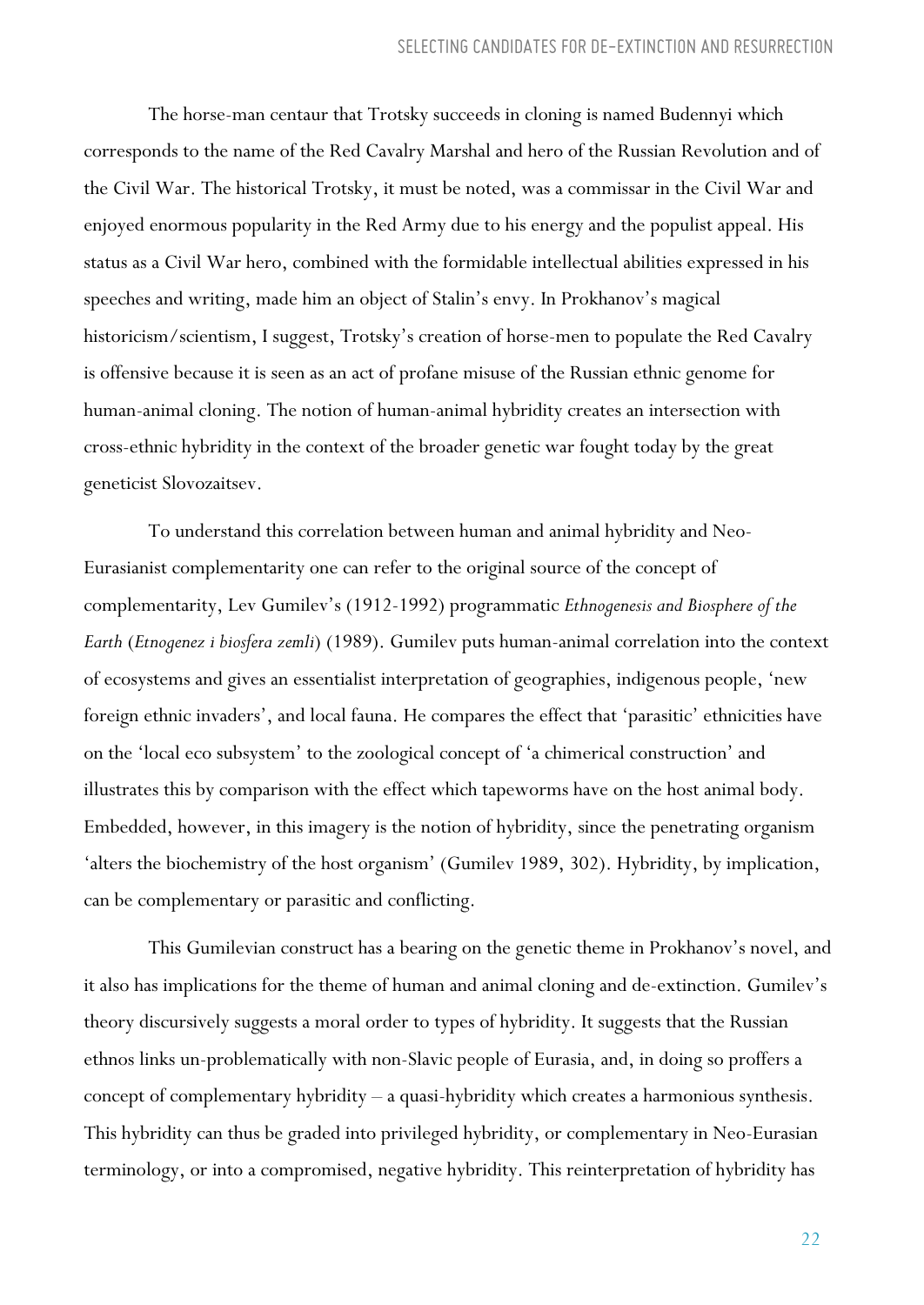The horse-man centaur that Trotsky succeeds in cloning is named Budennyi which corresponds to the name of the Red Cavalry Marshal and hero of the Russian Revolution and of the Civil War. The historical Trotsky, it must be noted, was a commissar in the Civil War and enjoyed enormous popularity in the Red Army due to his energy and the populist appeal. His status as a Civil War hero, combined with the formidable intellectual abilities expressed in his speeches and writing, made him an object of Stalin's envy. In Prokhanov's magical historicism/scientism, I suggest, Trotsky's creation of horse-men to populate the Red Cavalry is offensive because it is seen as an act of profane misuse of the Russian ethnic genome for human-animal cloning. The notion of human-animal hybridity creates an intersection with cross-ethnic hybridity in the context of the broader genetic war fought today by the great geneticist Slovozaitsev.

To understand this correlation between human and animal hybridity and Neo-Eurasianist complementarity one can refer to the original source of the concept of complementarity, Lev Gumilev's (1912-1992) programmatic *Ethnogenesis and Biosphere of the Earth* (*Etnogenez i biosfera zemli*) (1989). Gumilev puts human-animal correlation into the context of ecosystems and gives an essentialist interpretation of geographies, indigenous people, 'new foreign ethnic invaders', and local fauna. He compares the effect that 'parasitic' ethnicities have on the 'local eco subsystem' to the zoological concept of 'a chimerical construction' and illustrates this by comparison with the effect which tapeworms have on the host animal body. Embedded, however, in this imagery is the notion of hybridity, since the penetrating organism 'alters the biochemistry of the host organism' (Gumilev 1989, 302). Hybridity, by implication, can be complementary or parasitic and conflicting.

This Gumilevian construct has a bearing on the genetic theme in Prokhanov's novel, and it also has implications for the theme of human and animal cloning and de-extinction. Gumilev's theory discursively suggests a moral order to types of hybridity. It suggests that the Russian ethnos links un-problematically with non-Slavic people of Eurasia, and, in doing so proffers a concept of complementary hybridity – a quasi-hybridity which creates a harmonious synthesis. This hybridity can thus be graded into privileged hybridity, or complementary in Neo-Eurasian terminology, or into a compromised, negative hybridity. This reinterpretation of hybridity has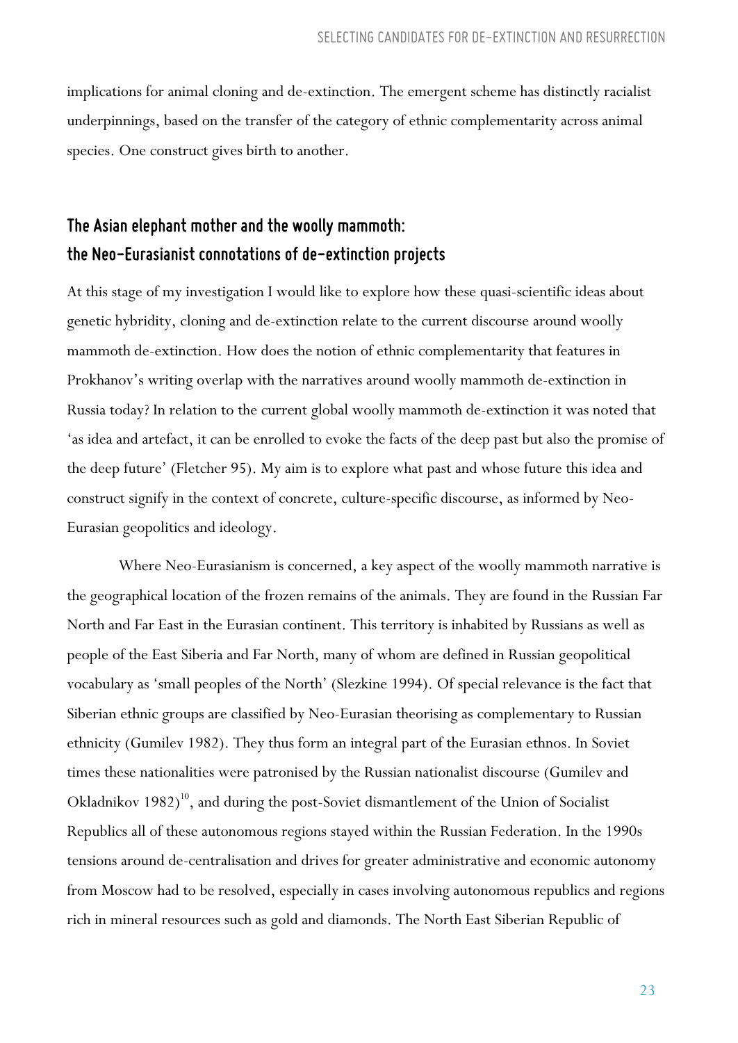implications for animal cloning and de-extinction. The emergent scheme has distinctly racialist underpinnings, based on the transfer of the category of ethnic complementarity across animal species. One construct gives birth to another.

## The Asian elephant mother and the woolly mammoth: the Neo-Eurasianist connotations of de-extinction projects

At this stage of my investigation I would like to explore how these quasi-scientific ideas about genetic hybridity, cloning and de-extinction relate to the current discourse around woolly mammoth de-extinction. How does the notion of ethnic complementarity that features in Prokhanov's writing overlap with the narratives around woolly mammoth de-extinction in Russia today? In relation to the current global woolly mammoth de-extinction it was noted that 'as idea and artefact, it can be enrolled to evoke the facts of the deep past but also the promise of the deep future' (Fletcher 95). My aim is to explore what past and whose future this idea and construct signify in the context of concrete, culture-specific discourse, as informed by Neo-Eurasian geopolitics and ideology.

Where Neo-Eurasianism is concerned, a key aspect of the woolly mammoth narrative is the geographical location of the frozen remains of the animals. They are found in the Russian Far North and Far East in the Eurasian continent. This territory is inhabited by Russians as well as people of the East Siberia and Far North, many of whom are defined in Russian geopolitical vocabulary as 'small peoples of the North' (Slezkine 1994). Of special relevance is the fact that Siberian ethnic groups are classified by Neo-Eurasian theorising as complementary to Russian ethnicity (Gumilev 1982). They thus form an integral part of the Eurasian ethnos. In Soviet times these nationalities were patronised by the Russian nationalist discourse (Gumilev and Okladnikov 1982)[10], and during the post-Soviet dismantlement of the Union of Socialist Republics all of these autonomous regions stayed within the Russian Federation. In the 1990s tensions around de-centralisation and drives for greater administrative and economic autonomy from Moscow had to be resolved, especially in cases involving autonomous republics and regions rich in mineral resources such as gold and diamonds. The North East Siberian Republic of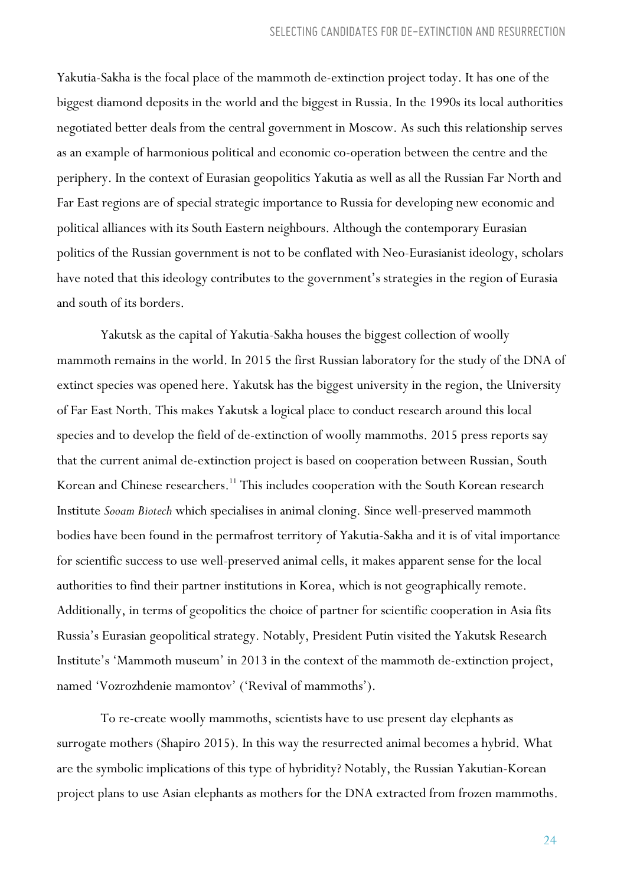Yakutia-Sakha is the focal place of the mammoth de-extinction project today. It has one of the biggest diamond deposits in the world and the biggest in Russia. In the 1990s its local authorities negotiated better deals from the central government in Moscow. As such this relationship serves as an example of harmonious political and economic co-operation between the centre and the periphery. In the context of Eurasian geopolitics Yakutia as well as all the Russian Far North and Far East regions are of special strategic importance to Russia for developing new economic and political alliances with its South Eastern neighbours. Although the contemporary Eurasian politics of the Russian government is not to be conflated with Neo-Eurasianist ideology, scholars have noted that this ideology contributes to the government's strategies in the region of Eurasia and south of its borders.

Yakutsk as the capital of Yakutia-Sakha houses the biggest collection of woolly mammoth remains in the world. In 2015 the first Russian laboratory for the study of the DNA of extinct species was opened here. Yakutsk has the biggest university in the region, the University of Far East North. This makes Yakutsk a logical place to conduct research around this local species and to develop the field of de-extinction of woolly mammoths. 2015 press reports say that the current animal de-extinction project is based on cooperation between Russian, South Korean and Chinese researchers.[11] This includes cooperation with the South Korean research Institute *Sooam Biotech* which specialises in animal cloning. Since well-preserved mammoth bodies have been found in the permafrost territory of Yakutia-Sakha and it is of vital importance for scientific success to use well-preserved animal cells, it makes apparent sense for the local authorities to find their partner institutions in Korea, which is not geographically remote. Additionally, in terms of geopolitics the choice of partner for scientific cooperation in Asia fits Russia's Eurasian geopolitical strategy. Notably, President Putin visited the Yakutsk Research Institute's 'Mammoth museum' in 2013 in the context of the mammoth de-extinction project, named 'Vozrozhdenie mamontov' ('Revival of mammoths').

To re-create woolly mammoths, scientists have to use present day elephants as surrogate mothers (Shapiro 2015). In this way the resurrected animal becomes a hybrid. What are the symbolic implications of this type of hybridity? Notably, the Russian Yakutian-Korean project plans to use Asian elephants as mothers for the DNA extracted from frozen mammoths.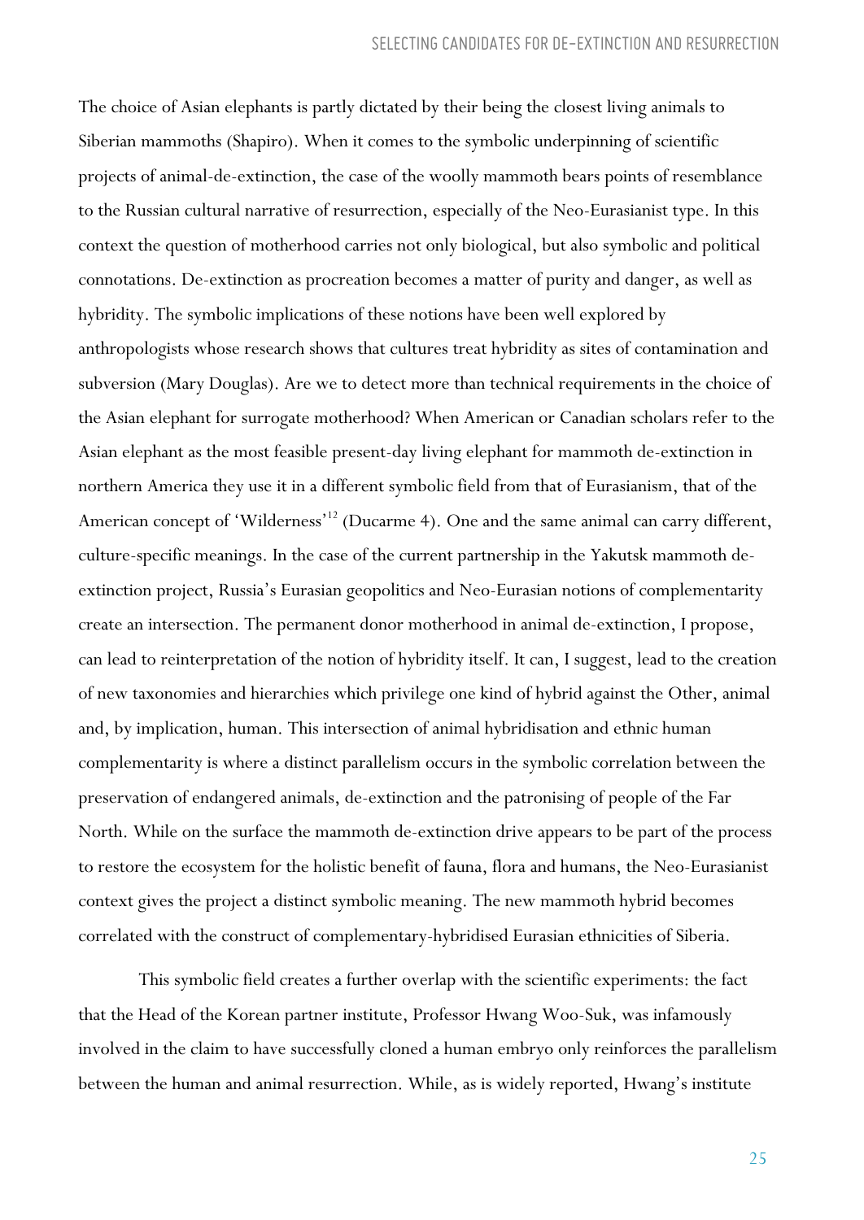The choice of Asian elephants is partly dictated by their being the closest living animals to Siberian mammoths (Shapiro). When it comes to the symbolic underpinning of scientific projects of animal-de-extinction, the case of the woolly mammoth bears points of resemblance to the Russian cultural narrative of resurrection, especially of the Neo-Eurasianist type. In this context the question of motherhood carries not only biological, but also symbolic and political connotations. De-extinction as procreation becomes a matter of purity and danger, as well as hybridity. The symbolic implications of these notions have been well explored by anthropologists whose research shows that cultures treat hybridity as sites of contamination and subversion (Mary Douglas). Are we to detect more than technical requirements in the choice of the Asian elephant for surrogate motherhood? When American or Canadian scholars refer to the Asian elephant as the most feasible present-day living elephant for mammoth de-extinction in northern America they use it in a different symbolic field from that of Eurasianism, that of the American concept of 'Wilderness'[12] (Ducarme 4). One and the same animal can carry different, culture-specific meanings. In the case of the current partnership in the Yakutsk mammoth de-extinction project, Russia's Eurasian geopolitics and Neo-Eurasian notions of complementarity create an intersection. The permanent donor motherhood in animal de-extinction, I propose, can lead to reinterpretation of the notion of hybridity itself. It can, I suggest, lead to the creation of new taxonomies and hierarchies which privilege one kind of hybrid against the Other, animal and, by implication, human. This intersection of animal hybridisation and ethnic human complementarity is where a distinct parallelism occurs in the symbolic correlation between the preservation of endangered animals, de-extinction and the patronising of people of the Far North. While on the surface the mammoth de-extinction drive appears to be part of the process to restore the ecosystem for the holistic benefit of fauna, flora and humans, the Neo-Eurasianist context gives the project a distinct symbolic meaning. The new mammoth hybrid becomes correlated with the construct of complementary-hybridised Eurasian ethnicities of Siberia.

This symbolic field creates a further overlap with the scientific experiments: the fact that the Head of the Korean partner institute, Professor Hwang Woo-Suk, was infamously involved in the claim to have successfully cloned a human embryo only reinforces the parallelism between the human and animal resurrection. While, as is widely reported, Hwang's institute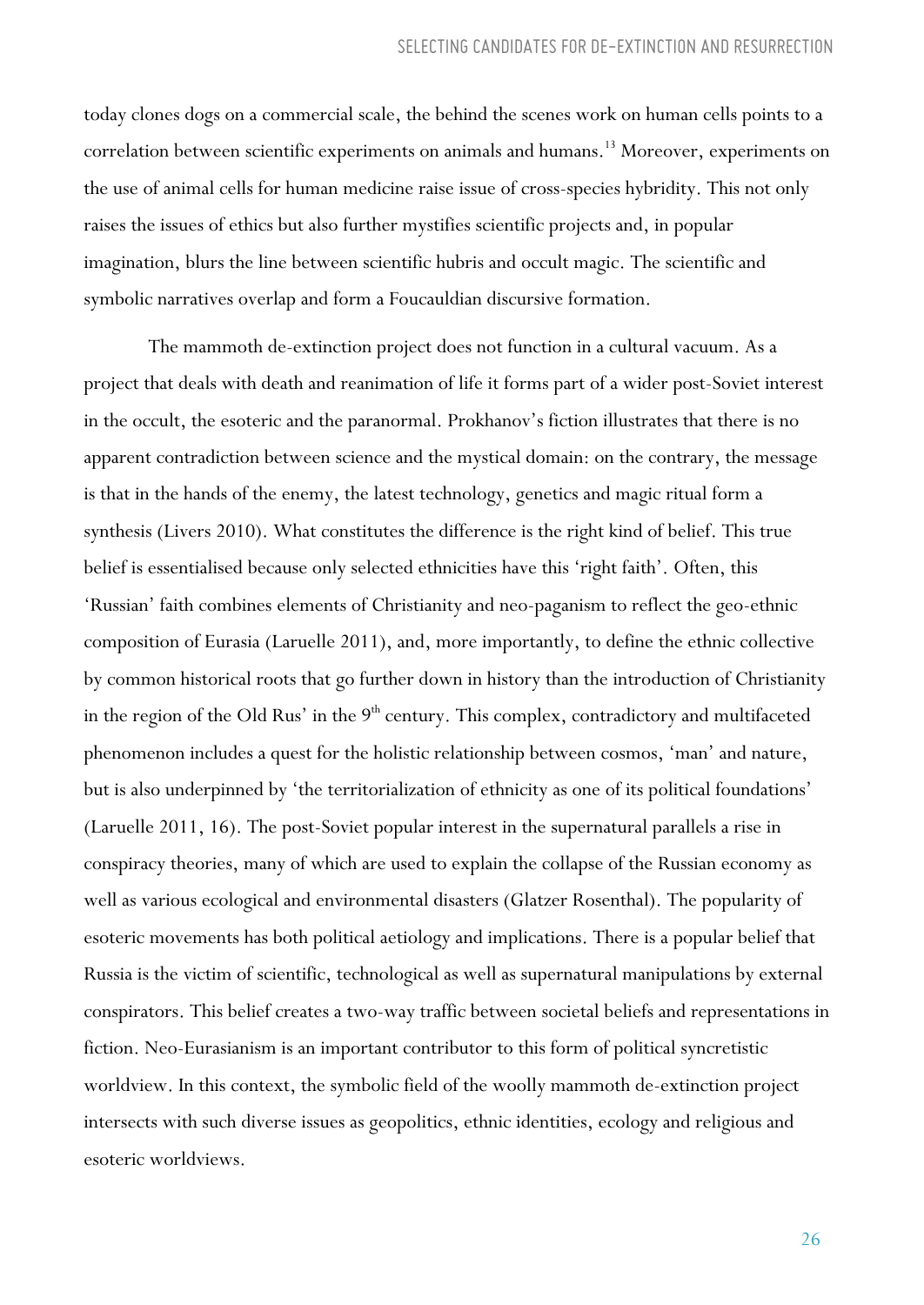today clones dogs on a commercial scale, the behind the scenes work on human cells points to a correlation between scientific experiments on animals and humans.[13] Moreover, experiments on the use of animal cells for human medicine raise issue of cross-species hybridity. This not only raises the issues of ethics but also further mystifies scientific projects and, in popular imagination, blurs the line between scientific hubris and occult magic. The scientific and symbolic narratives overlap and form a Foucauldian discursive formation.

The mammoth de-extinction project does not function in a cultural vacuum. As a project that deals with death and reanimation of life it forms part of a wider post-Soviet interest in the occult, the esoteric and the paranormal. Prokhanov's fiction illustrates that there is no apparent contradiction between science and the mystical domain: on the contrary, the message is that in the hands of the enemy, the latest technology, genetics and magic ritual form a synthesis (Livers 2010). What constitutes the difference is the right kind of belief. This true belief is essentialised because only selected ethnicities have this 'right faith'. Often, this 'Russian' faith combines elements of Christianity and neo-paganism to reflect the geo-ethnic composition of Eurasia (Laruelle 2011), and, more importantly, to define the ethnic collective by common historical roots that go further down in history than the introduction of Christianity in the region of the Old Rus' in the 9th century. This complex, contradictory and multifaceted phenomenon includes a quest for the holistic relationship between cosmos, 'man' and nature, but is also underpinned by 'the territorialization of ethnicity as one of its political foundations' (Laruelle 2011, 16). The post-Soviet popular interest in the supernatural parallels a rise in conspiracy theories, many of which are used to explain the collapse of the Russian economy as well as various ecological and environmental disasters (Glatzer Rosenthal). The popularity of esoteric movements has both political aetiology and implications. There is a popular belief that Russia is the victim of scientific, technological as well as supernatural manipulations by external conspirators. This belief creates a two-way traffic between societal beliefs and representations in fiction. Neo-Eurasianism is an important contributor to this form of political syncretistic worldview. In this context, the symbolic field of the woolly mammoth de-extinction project intersects with such diverse issues as geopolitics, ethnic identities, ecology and religious and esoteric worldviews.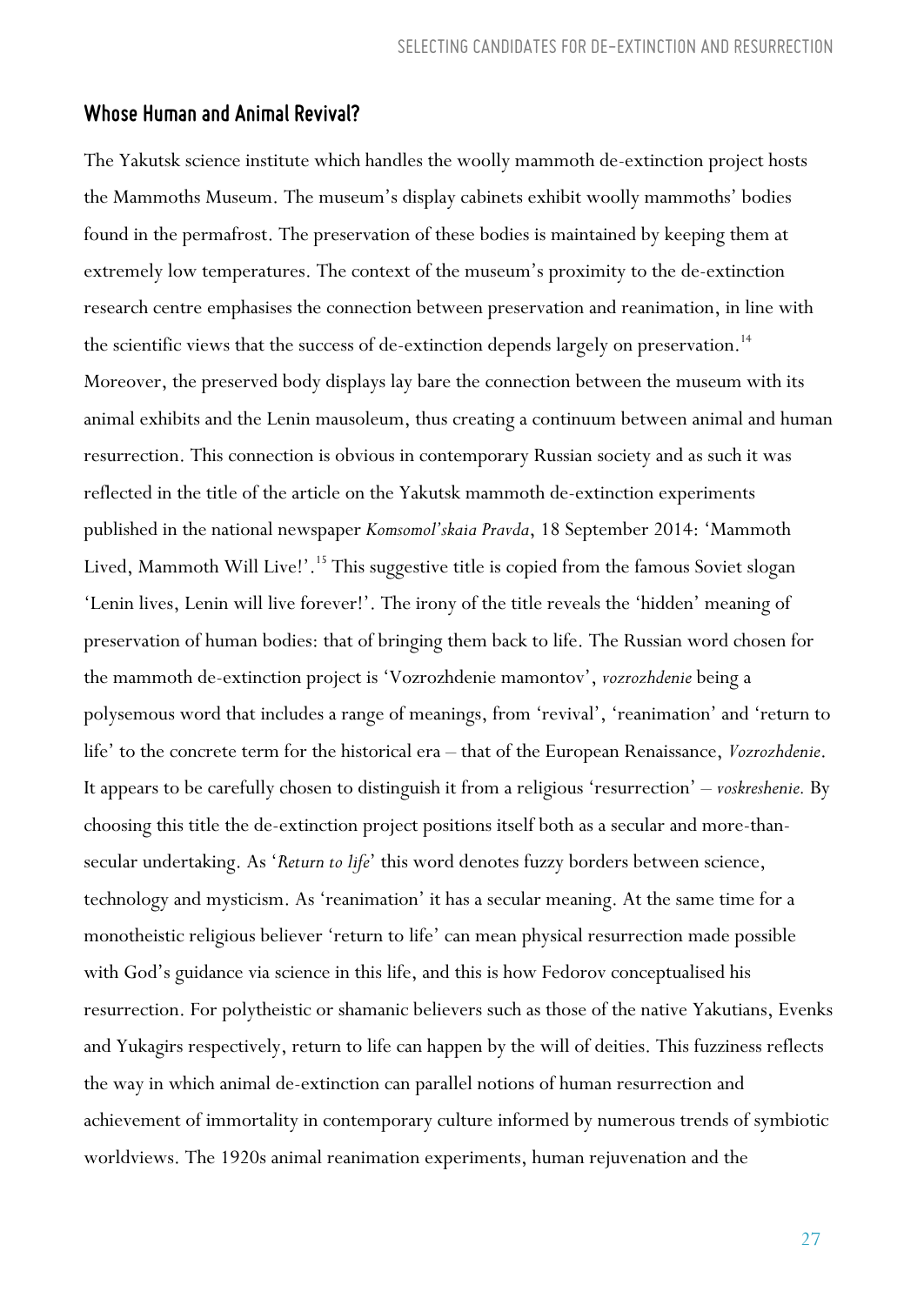## Whose Human and Animal Revival?

The Yakutsk science institute which handles the woolly mammoth de-extinction project hosts the Mammoths Museum. The museum's display cabinets exhibit woolly mammoths' bodies found in the permafrost. The preservation of these bodies is maintained by keeping them at extremely low temperatures. The context of the museum's proximity to the de-extinction research centre emphasises the connection between preservation and reanimation, in line with the scientific views that the success of de-extinction depends largely on preservation.[14] Moreover, the preserved body displays lay bare the connection between the museum with its animal exhibits and the Lenin mausoleum, thus creating a continuum between animal and human resurrection. This connection is obvious in contemporary Russian society and as such it was reflected in the title of the article on the Yakutsk mammoth de-extinction experiments published in the national newspaper *Komsomol'skaia Pravda*, 18 September 2014: 'Mammoth Lived, Mammoth Will Live!'.[15] This suggestive title is copied from the famous Soviet slogan 'Lenin lives, Lenin will live forever!'. The irony of the title reveals the 'hidden' meaning of preservation of human bodies: that of bringing them back to life. The Russian word chosen for the mammoth de-extinction project is 'Vozrozhdenie mamontov', *vozrozhdenie* being a polysemous word that includes a range of meanings, from 'revival', 'reanimation' and 'return to life' to the concrete term for the historical era – that of the European Renaissance, *Vozrozhdenie*. It appears to be carefully chosen to distinguish it from a religious 'resurrection' – *voskreshenie.* By choosing this title the de-extinction project positions itself both as a secular and more-than-secular undertaking. As '*Return to life*' this word denotes fuzzy borders between science, technology and mysticism. As 'reanimation' it has a secular meaning. At the same time for a monotheistic religious believer 'return to life' can mean physical resurrection made possible with God's guidance via science in this life, and this is how Fedorov conceptualised his resurrection. For polytheistic or shamanic believers such as those of the native Yakutians, Evenks and Yukagirs respectively, return to life can happen by the will of deities. This fuzziness reflects the way in which animal de-extinction can parallel notions of human resurrection and achievement of immortality in contemporary culture informed by numerous trends of symbiotic worldviews. The 1920s animal reanimation experiments, human rejuvenation and the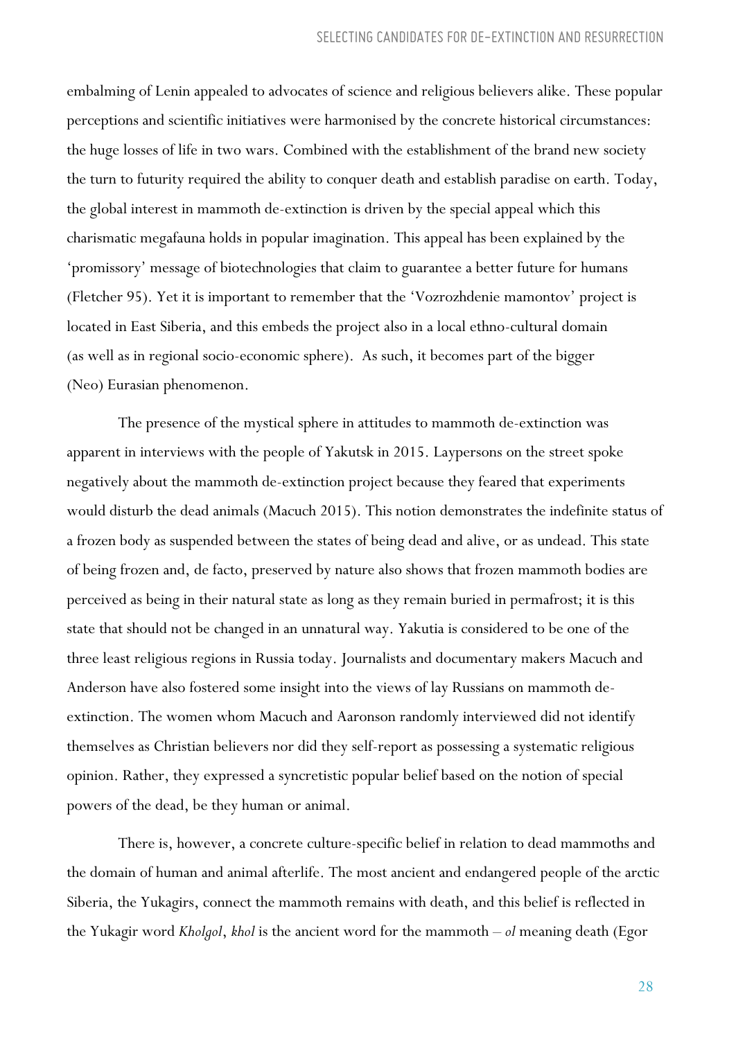embalming of Lenin appealed to advocates of science and religious believers alike. These popular perceptions and scientific initiatives were harmonised by the concrete historical circumstances: the huge losses of life in two wars. Combined with the establishment of the brand new society the turn to futurity required the ability to conquer death and establish paradise on earth. Today, the global interest in mammoth de-extinction is driven by the special appeal which this charismatic megafauna holds in popular imagination. This appeal has been explained by the 'promissory' message of biotechnologies that claim to guarantee a better future for humans (Fletcher 95). Yet it is important to remember that the 'Vozrozhdenie mamontov' project is located in East Siberia, and this embeds the project also in a local ethno-cultural domain (as well as in regional socio-economic sphere). As such, it becomes part of the bigger (Neo) Eurasian phenomenon.

The presence of the mystical sphere in attitudes to mammoth de-extinction was apparent in interviews with the people of Yakutsk in 2015. Laypersons on the street spoke negatively about the mammoth de-extinction project because they feared that experiments would disturb the dead animals (Macuch 2015). This notion demonstrates the indefinite status of a frozen body as suspended between the states of being dead and alive, or as undead. This state of being frozen and, de facto, preserved by nature also shows that frozen mammoth bodies are perceived as being in their natural state as long as they remain buried in permafrost; it is this state that should not be changed in an unnatural way. Yakutia is considered to be one of the three least religious regions in Russia today. Journalists and documentary makers Macuch and Anderson have also fostered some insight into the views of lay Russians on mammoth de-extinction. The women whom Macuch and Aaronson randomly interviewed did not identify themselves as Christian believers nor did they self-report as possessing a systematic religious opinion. Rather, they expressed a syncretistic popular belief based on the notion of special powers of the dead, be they human or animal.

There is, however, a concrete culture-specific belief in relation to dead mammoths and the domain of human and animal afterlife. The most ancient and endangered people of the arctic Siberia, the Yukagirs, connect the mammoth remains with death, and this belief is reflected in the Yukagir word *Kholgol*, *khol* is the ancient word for the mammoth – *ol* meaning death (Egor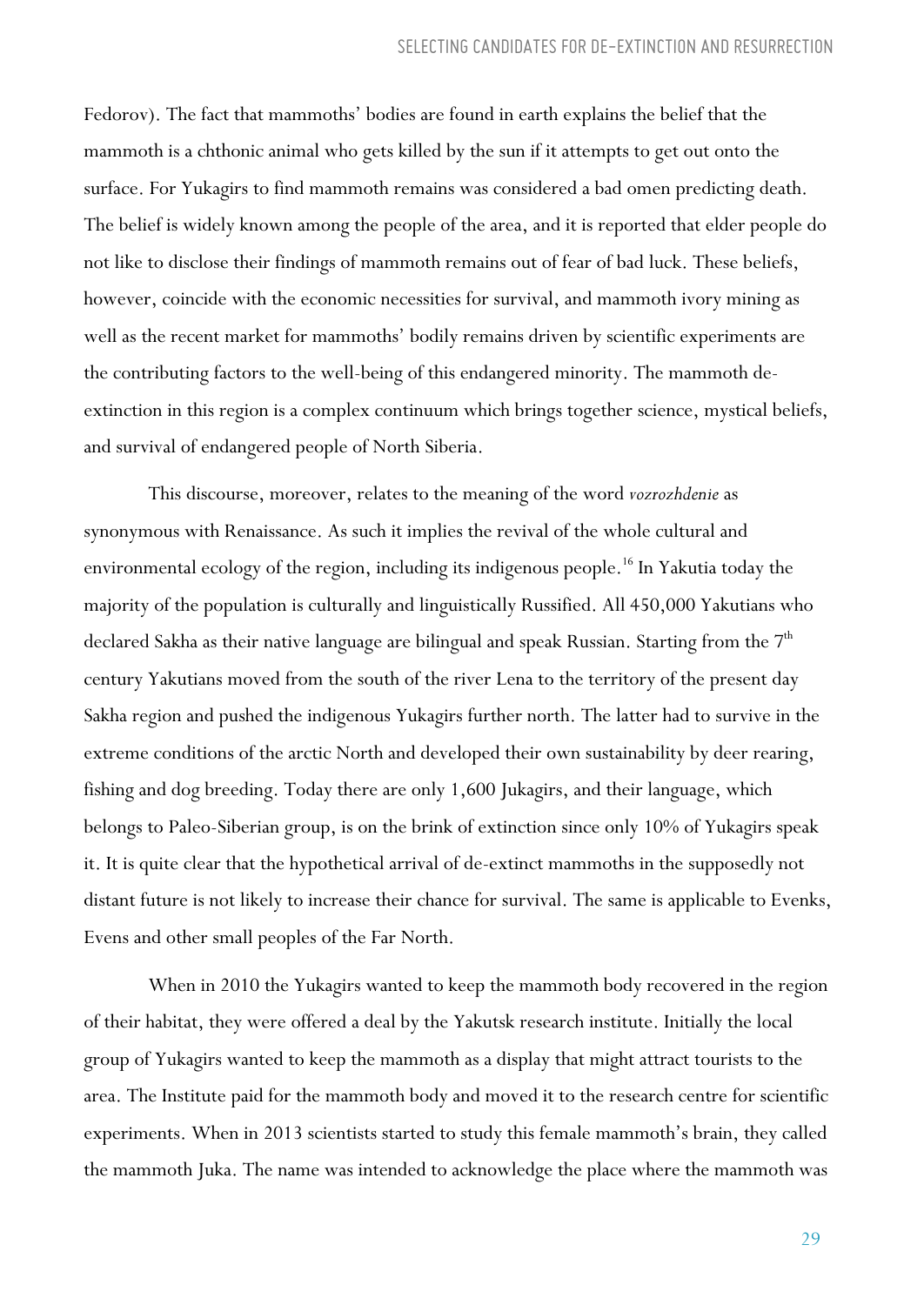Fedorov). The fact that mammoths' bodies are found in earth explains the belief that the mammoth is a chthonic animal who gets killed by the sun if it attempts to get out onto the surface. For Yukagirs to find mammoth remains was considered a bad omen predicting death. The belief is widely known among the people of the area, and it is reported that elder people do not like to disclose their findings of mammoth remains out of fear of bad luck. These beliefs, however, coincide with the economic necessities for survival, and mammoth ivory mining as well as the recent market for mammoths' bodily remains driven by scientific experiments are the contributing factors to the well-being of this endangered minority. The mammoth de-extinction in this region is a complex continuum which brings together science, mystical beliefs, and survival of endangered people of North Siberia.

This discourse, moreover, relates to the meaning of the word *vozrozhdenie* as synonymous with Renaissance. As such it implies the revival of the whole cultural and environmental ecology of the region, including its indigenous people.[16] In Yakutia today the majority of the population is culturally and linguistically Russified. All 450,000 Yakutians who declared Sakha as their native language are bilingual and speak Russian. Starting from the 7th century Yakutians moved from the south of the river Lena to the territory of the present day Sakha region and pushed the indigenous Yukagirs further north. The latter had to survive in the extreme conditions of the arctic North and developed their own sustainability by deer rearing, fishing and dog breeding. Today there are only 1,600 Jukagirs, and their language, which belongs to Paleo-Siberian group, is on the brink of extinction since only 10% of Yukagirs speak it. It is quite clear that the hypothetical arrival of de-extinct mammoths in the supposedly not distant future is not likely to increase their chance for survival. The same is applicable to Evenks, Evens and other small peoples of the Far North.

When in 2010 the Yukagirs wanted to keep the mammoth body recovered in the region of their habitat, they were offered a deal by the Yakutsk research institute. Initially the local group of Yukagirs wanted to keep the mammoth as a display that might attract tourists to the area. The Institute paid for the mammoth body and moved it to the research centre for scientific experiments. When in 2013 scientists started to study this female mammoth's brain, they called the mammoth Juka. The name was intended to acknowledge the place where the mammoth was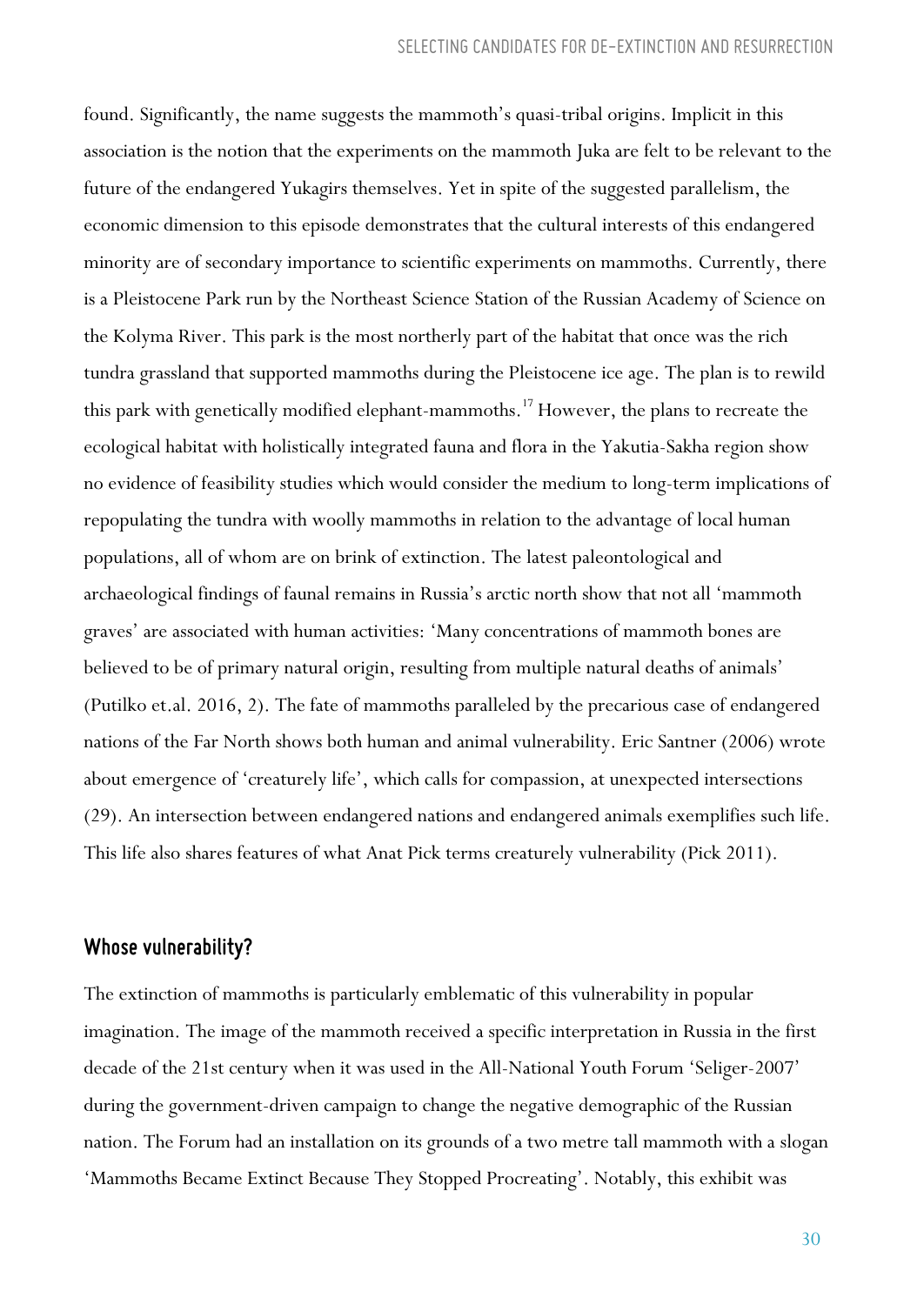found. Significantly, the name suggests the mammoth's quasi-tribal origins. Implicit in this association is the notion that the experiments on the mammoth Juka are felt to be relevant to the future of the endangered Yukagirs themselves. Yet in spite of the suggested parallelism, the economic dimension to this episode demonstrates that the cultural interests of this endangered minority are of secondary importance to scientific experiments on mammoths. Currently, there is a Pleistocene Park run by the Northeast Science Station of the Russian Academy of Science on the Kolyma River. This park is the most northerly part of the habitat that once was the rich tundra grassland that supported mammoths during the Pleistocene ice age. The plan is to rewild this park with genetically modified elephant-mammoths.[17] However, the plans to recreate the ecological habitat with holistically integrated fauna and flora in the Yakutia-Sakha region show no evidence of feasibility studies which would consider the medium to long-term implications of repopulating the tundra with woolly mammoths in relation to the advantage of local human populations, all of whom are on brink of extinction. The latest paleontological and archaeological findings of faunal remains in Russia's arctic north show that not all 'mammoth graves' are associated with human activities: 'Many concentrations of mammoth bones are believed to be of primary natural origin, resulting from multiple natural deaths of animals' (Putilko et.al. 2016, 2). The fate of mammoths paralleled by the precarious case of endangered nations of the Far North shows both human and animal vulnerability. Eric Santner (2006) wrote about emergence of 'creaturely life', which calls for compassion, at unexpected intersections (29). An intersection between endangered nations and endangered animals exemplifies such life. This life also shares features of what Anat Pick terms creaturely vulnerability (Pick 2011).

## Whose vulnerability?

The extinction of mammoths is particularly emblematic of this vulnerability in popular imagination. The image of the mammoth received a specific interpretation in Russia in the first decade of the 21st century when it was used in the All-National Youth Forum 'Seliger-2007' during the government-driven campaign to change the negative demographic of the Russian nation. The Forum had an installation on its grounds of a two metre tall mammoth with a slogan 'Mammoths Became Extinct Because They Stopped Procreating'. Notably, this exhibit was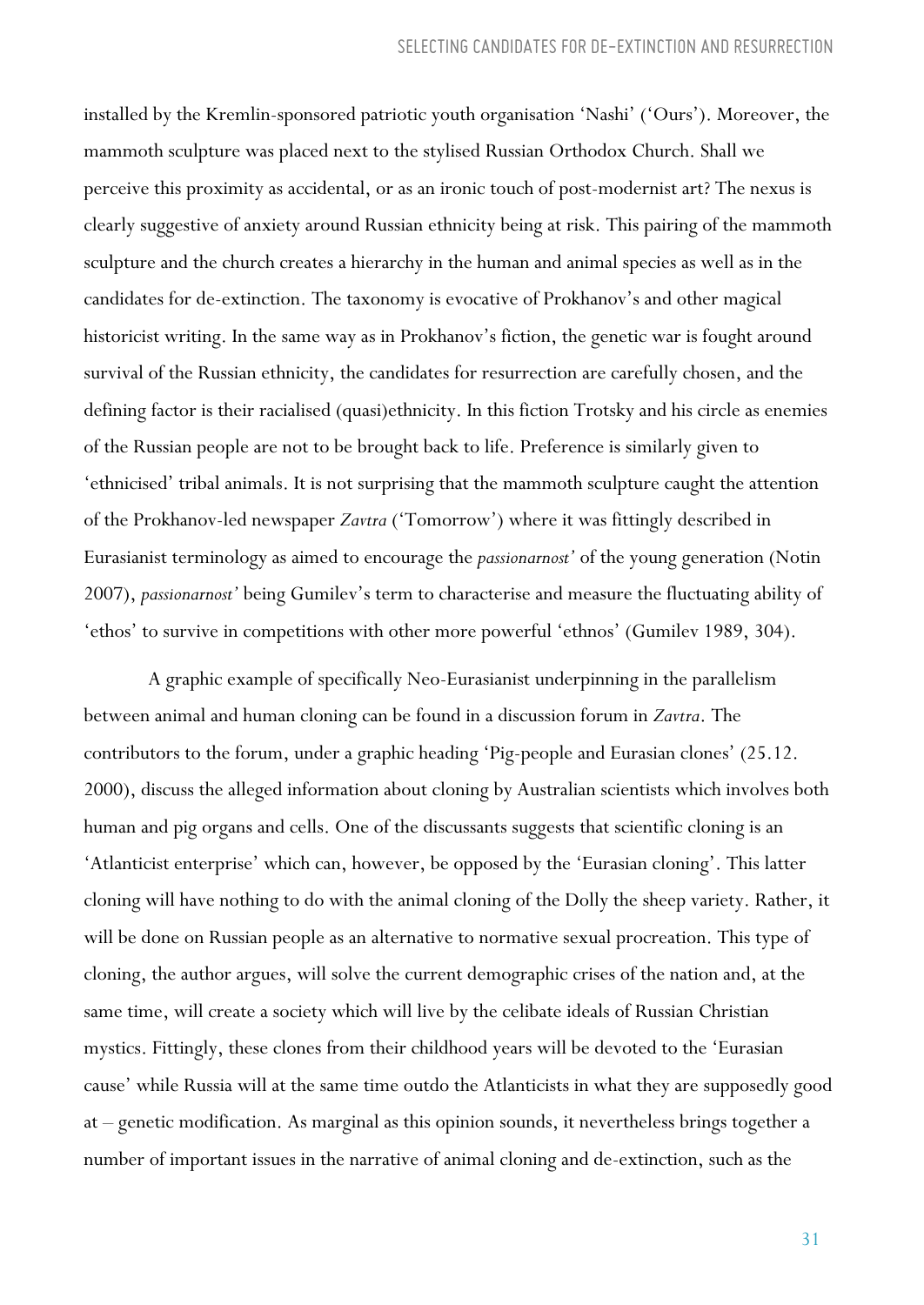installed by the Kremlin-sponsored patriotic youth organisation 'Nashi' ('Ours'). Moreover, the mammoth sculpture was placed next to the stylised Russian Orthodox Church. Shall we perceive this proximity as accidental, or as an ironic touch of post-modernist art? The nexus is clearly suggestive of anxiety around Russian ethnicity being at risk. This pairing of the mammoth sculpture and the church creates a hierarchy in the human and animal species as well as in the candidates for de-extinction. The taxonomy is evocative of Prokhanov's and other magical historicist writing. In the same way as in Prokhanov's fiction, the genetic war is fought around survival of the Russian ethnicity, the candidates for resurrection are carefully chosen, and the defining factor is their racialised (quasi)ethnicity. In this fiction Trotsky and his circle as enemies of the Russian people are not to be brought back to life. Preference is similarly given to 'ethnicised' tribal animals. It is not surprising that the mammoth sculpture caught the attention of the Prokhanov-led newspaper *Zavtra* ('Tomorrow') where it was fittingly described in Eurasianist terminology as aimed to encourage the *passionarnost'* of the young generation (Notin 2007), *passionarnost'* being Gumilev's term to characterise and measure the fluctuating ability of 'ethos' to survive in competitions with other more powerful 'ethnos' (Gumilev 1989, 304).

A graphic example of specifically Neo-Eurasianist underpinning in the parallelism between animal and human cloning can be found in a discussion forum in *Zavtra*. The contributors to the forum, under a graphic heading 'Pig-people and Eurasian clones' (25.12. 2000), discuss the alleged information about cloning by Australian scientists which involves both human and pig organs and cells. One of the discussants suggests that scientific cloning is an 'Atlanticist enterprise' which can, however, be opposed by the 'Eurasian cloning'. This latter cloning will have nothing to do with the animal cloning of the Dolly the sheep variety. Rather, it will be done on Russian people as an alternative to normative sexual procreation. This type of cloning, the author argues, will solve the current demographic crises of the nation and, at the same time, will create a society which will live by the celibate ideals of Russian Christian mystics. Fittingly, these clones from their childhood years will be devoted to the 'Eurasian cause' while Russia will at the same time outdo the Atlanticists in what they are supposedly good at – genetic modification. As marginal as this opinion sounds, it nevertheless brings together a number of important issues in the narrative of animal cloning and de-extinction, such as the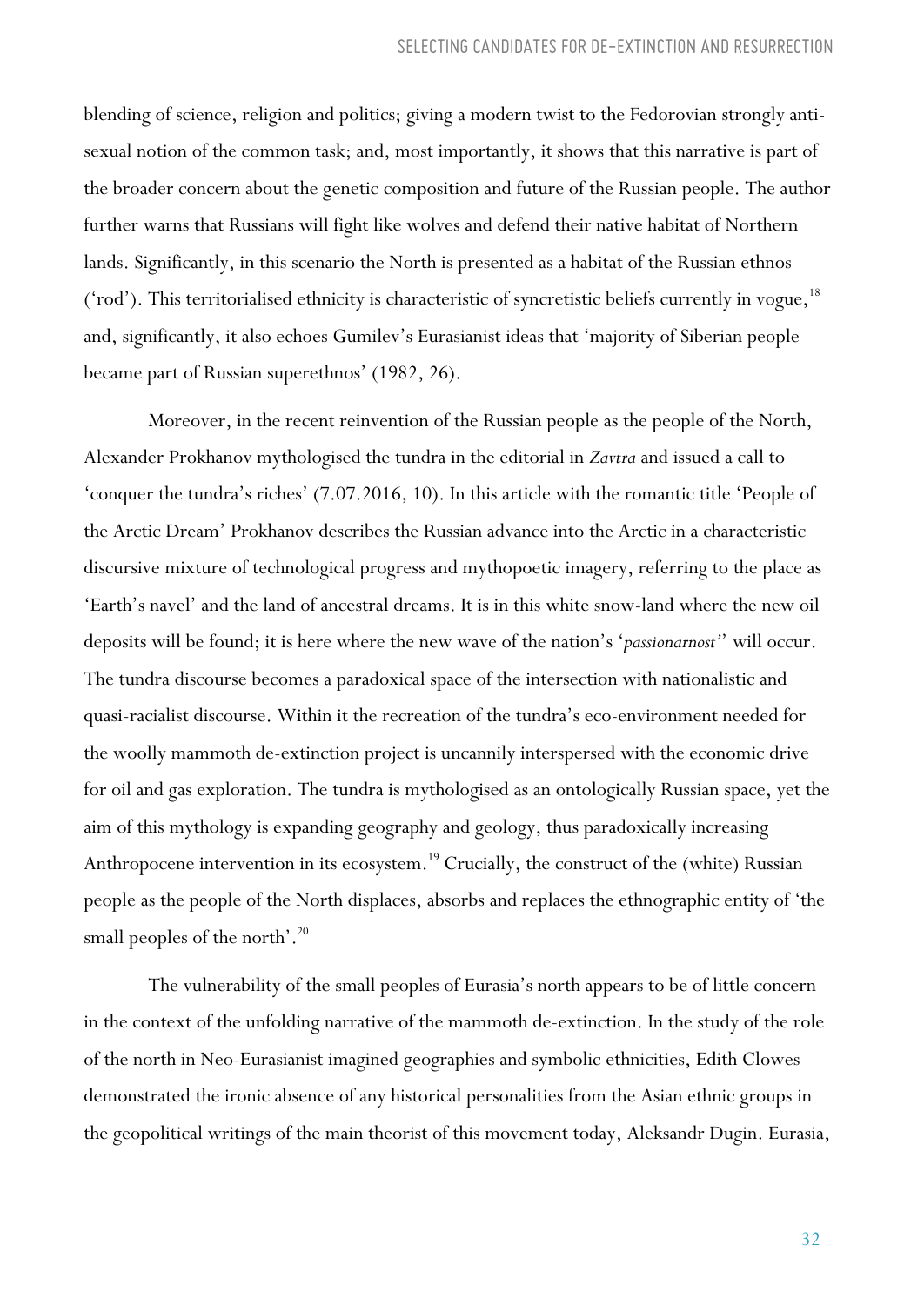blending of science, religion and politics; giving a modern twist to the Fedorovian strongly anti-sexual notion of the common task; and, most importantly, it shows that this narrative is part of the broader concern about the genetic composition and future of the Russian people. The author further warns that Russians will fight like wolves and defend their native habitat of Northern lands. Significantly, in this scenario the North is presented as a habitat of the Russian ethnos ('rod'). This territorialised ethnicity is characteristic of syncretistic beliefs currently in vogue,[18] and, significantly, it also echoes Gumilev's Eurasianist ideas that 'majority of Siberian people became part of Russian superethnos' (1982, 26).

Moreover, in the recent reinvention of the Russian people as the people of the North, Alexander Prokhanov mythologised the tundra in the editorial in *Zavtra* and issued a call to 'conquer the tundra's riches' (7.07.2016, 10). In this article with the romantic title 'People of the Arctic Dream' Prokhanov describes the Russian advance into the Arctic in a characteristic discursive mixture of technological progress and mythopoetic imagery, referring to the place as 'Earth's navel' and the land of ancestral dreams. It is in this white snow-land where the new oil deposits will be found; it is here where the new wave of the nation's '*passionarnost'*' will occur. The tundra discourse becomes a paradoxical space of the intersection with nationalistic and quasi-racialist discourse. Within it the recreation of the tundra's eco-environment needed for the woolly mammoth de-extinction project is uncannily interspersed with the economic drive for oil and gas exploration. The tundra is mythologised as an ontologically Russian space, yet the aim of this mythology is expanding geography and geology, thus paradoxically increasing Anthropocene intervention in its ecosystem.[19] Crucially, the construct of the (white) Russian people as the people of the North displaces, absorbs and replaces the ethnographic entity of 'the small peoples of the north'.[20]

The vulnerability of the small peoples of Eurasia's north appears to be of little concern in the context of the unfolding narrative of the mammoth de-extinction. In the study of the role of the north in Neo-Eurasianist imagined geographies and symbolic ethnicities, Edith Clowes demonstrated the ironic absence of any historical personalities from the Asian ethnic groups in the geopolitical writings of the main theorist of this movement today, Aleksandr Dugin. Eurasia,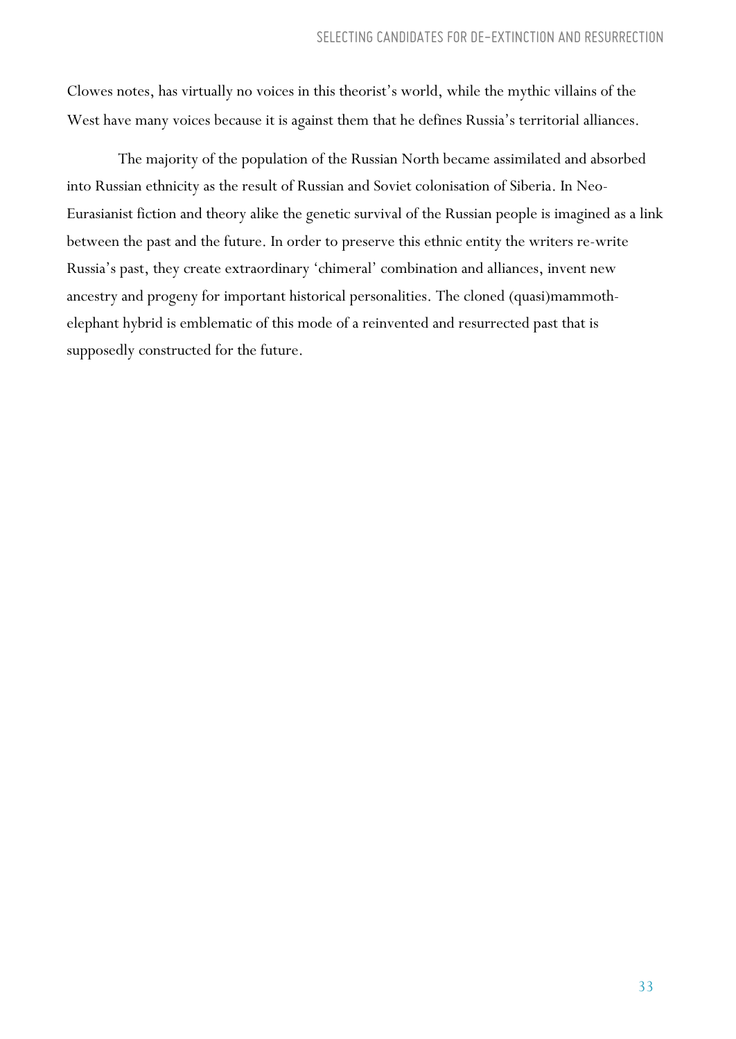Clowes notes, has virtually no voices in this theorist's world, while the mythic villains of the West have many voices because it is against them that he defines Russia's territorial alliances.

The majority of the population of the Russian North became assimilated and absorbed into Russian ethnicity as the result of Russian and Soviet colonisation of Siberia. In Neo-Eurasianist fiction and theory alike the genetic survival of the Russian people is imagined as a link between the past and the future. In order to preserve this ethnic entity the writers re-write Russia's past, they create extraordinary 'chimeral' combination and alliances, invent new ancestry and progeny for important historical personalities. The cloned (quasi)mammoth-elephant hybrid is emblematic of this mode of a reinvented and resurrected past that is supposedly constructed for the future.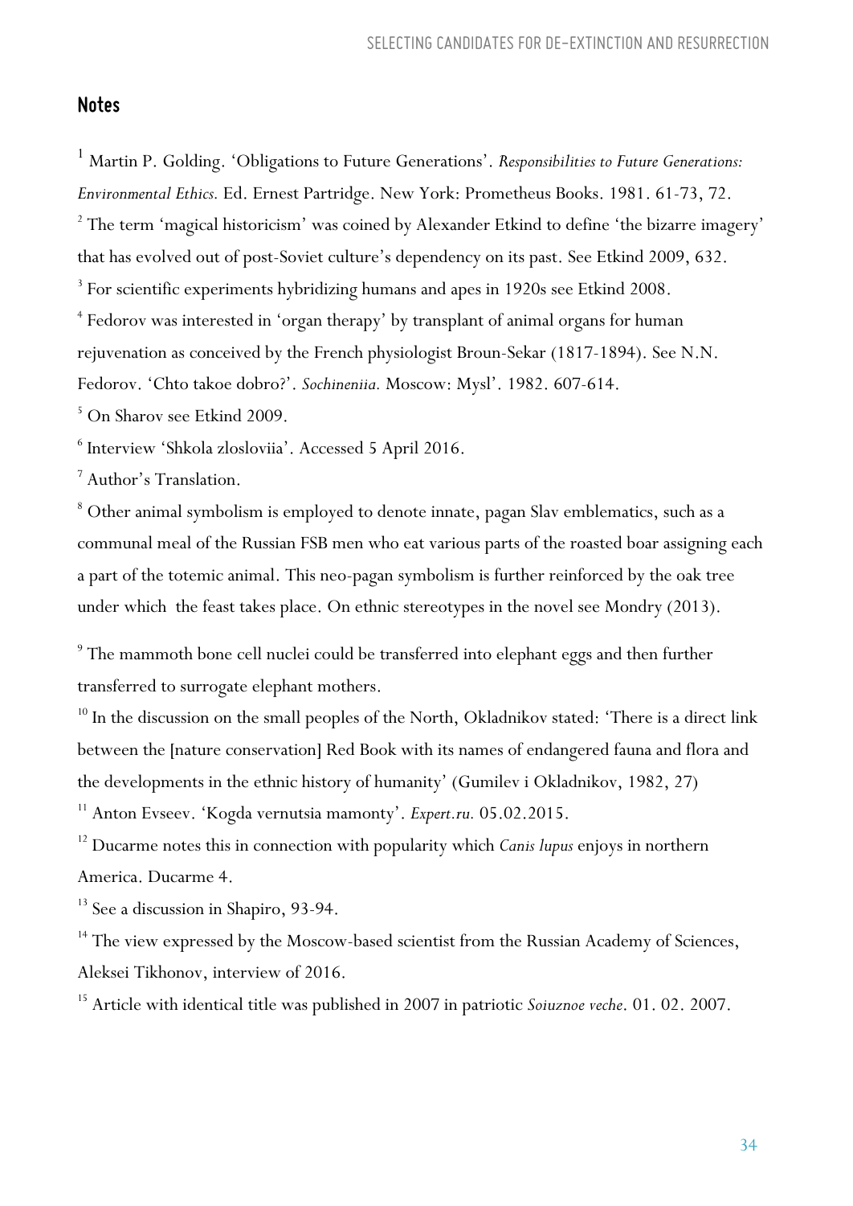## Notes

[1] Martin P. Golding. 'Obligations to Future Generations'. *Responsibilities to Future Generations: Environmental Ethics.* Ed. Ernest Partridge. New York: Prometheus Books. 1981. 61-73, 72.

[2] The term 'magical historicism' was coined by Alexander Etkind to define 'the bizarre imagery' that has evolved out of post-Soviet culture's dependency on its past. See Etkind 2009, 632.

[3] For scientific experiments hybridizing humans and apes in 1920s see Etkind 2008.

[4] Fedorov was interested in 'organ therapy' by transplant of animal organs for human rejuvenation as conceived by the French physiologist Broun-Sekar (1817-1894). See N.N. Fedorov. 'Chto takoe dobro?'. *Sochineniia.* Moscow: Mysl'. 1982. 607-614.

[5] On Sharov see Etkind 2009.

[6] Interview 'Shkola zlosloviia'. Accessed 5 April 2016.

[7] Author's Translation.

[8] Other animal symbolism is employed to denote innate, pagan Slav emblematics, such as a communal meal of the Russian FSB men who eat various parts of the roasted boar assigning each a part of the totemic animal. This neo-pagan symbolism is further reinforced by the oak tree under which the feast takes place. On ethnic stereotypes in the novel see Mondry (2013).

[9] The mammoth bone cell nuclei could be transferred into elephant eggs and then further transferred to surrogate elephant mothers.

[10] In the discussion on the small peoples of the North, Okladnikov stated: 'There is a direct link between the [nature conservation] Red Book with its names of endangered fauna and flora and the developments in the ethnic history of humanity' (Gumilev i Okladnikov, 1982, 27)

[11] Anton Evseev. 'Kogda vernutsia mamonty'. *Expert.ru.* 05.02.2015.

[12] Ducarme notes this in connection with popularity which *Canis lupus* enjoys in northern America. Ducarme 4.

[13] See a discussion in Shapiro, 93-94.

[14] The view expressed by the Moscow-based scientist from the Russian Academy of Sciences, Aleksei Tikhonov, interview of 2016.

[15] Article with identical title was published in 2007 in patriotic *Soiuznoe veche*. 01. 02. 2007.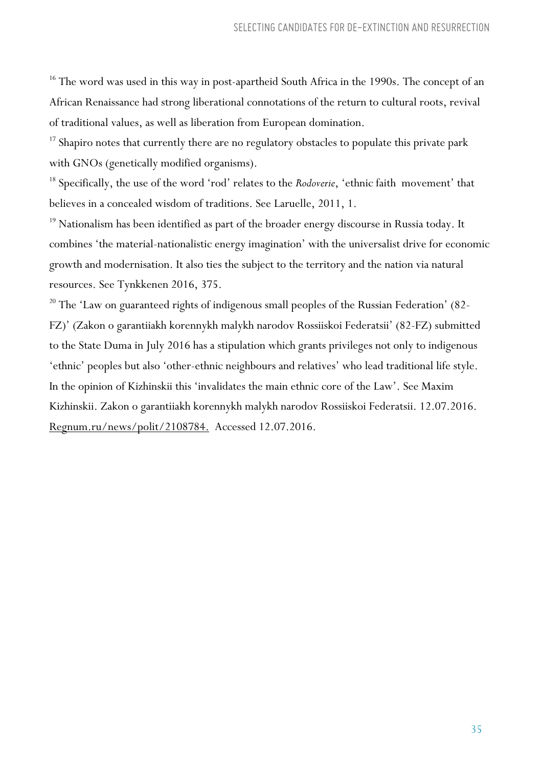[16] The word was used in this way in post-apartheid South Africa in the 1990s. The concept of an African Renaissance had strong liberational connotations of the return to cultural roots, revival of traditional values, as well as liberation from European domination.

[17] Shapiro notes that currently there are no regulatory obstacles to populate this private park with GNOs (genetically modified organisms).

[18] Specifically, the use of the word 'rod' relates to the *Rodoverie*, 'ethnic faith movement' that believes in a concealed wisdom of traditions. See Laruelle, 2011, 1.

[19] Nationalism has been identified as part of the broader energy discourse in Russia today. It combines 'the material-nationalistic energy imagination' with the universalist drive for economic growth and modernisation. It also ties the subject to the territory and the nation via natural resources. See Tynkkenen 2016, 375.

[20] The 'Law on guaranteed rights of indigenous small peoples of the Russian Federation' (82-FZ)' (Zakon o garantiiakh korennykh malykh narodov Rossiiskoi Federatsii' (82-FZ) submitted to the State Duma in July 2016 has a stipulation which grants privileges not only to indigenous 'ethnic' peoples but also 'other-ethnic neighbours and relatives' who lead traditional life style. In the opinion of Kizhinskii this 'invalidates the main ethnic core of the Law'. See Maxim Kizhinskii. Zakon o garantiiakh korennykh malykh narodov Rossiiskoi Federatsii. 12.07.2016. Regnum.ru/news/polit/2108784. Accessed 12.07.2016.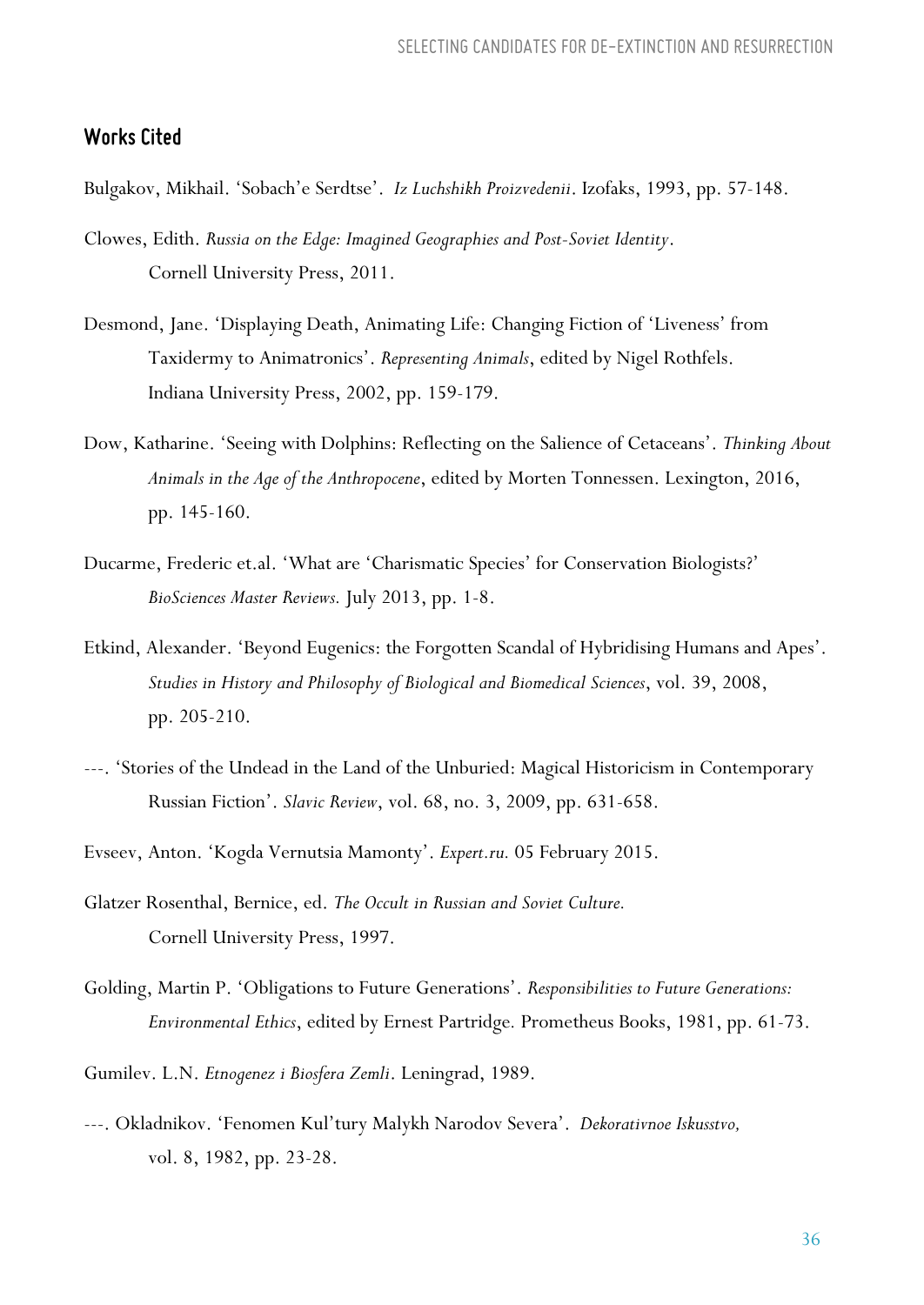## Works Cited

Bulgakov, Mikhail. 'Sobach'e Serdtse'. *Iz Luchshikh Proizvedenii*. Izofaks, 1993, pp. 57-148.

Clowes, Edith. *Russia on the Edge: Imagined Geographies and Post-Soviet Identity*. Cornell University Press, 2011.

Desmond, Jane. 'Displaying Death, Animating Life: Changing Fiction of 'Liveness' from Taxidermy to Animatronics'. *Representing Animals*, edited by Nigel Rothfels. Indiana University Press, 2002, pp. 159-179.

Dow, Katharine. 'Seeing with Dolphins: Reflecting on the Salience of Cetaceans'. *Thinking About Animals in the Age of the Anthropocene*, edited by Morten Tonnessen. Lexington, 2016, pp. 145-160.

Ducarme, Frederic et.al. 'What are 'Charismatic Species' for Conservation Biologists?' *BioSciences Master Reviews.* July 2013, pp. 1-8.

Etkind, Alexander. 'Beyond Eugenics: the Forgotten Scandal of Hybridising Humans and Apes'. *Studies in History and Philosophy of Biological and Biomedical Sciences*, vol. 39, 2008, pp. 205-210.

---. 'Stories of the Undead in the Land of the Unburied: Magical Historicism in Contemporary Russian Fiction'. *Slavic Review*, vol. 68, no. 3, 2009, pp. 631-658.

Evseev, Anton. 'Kogda Vernutsia Mamonty'. *Expert.ru.* 05 February 2015.

Glatzer Rosenthal, Bernice, ed. *The Occult in Russian and Soviet Culture.* Cornell University Press, 1997.

Golding, Martin P. 'Obligations to Future Generations'. *Responsibilities to Future Generations: Environmental Ethics*, edited by Ernest Partridge. Prometheus Books, 1981, pp. 61-73.

Gumilev. L.N. *Etnogenez i Biosfera Zemli*. Leningrad, 1989.

---. Okladnikov. 'Fenomen Kul'tury Malykh Narodov Severa'. *Dekorativnoe Iskusstvo,* vol. 8, 1982, pp. 23-28.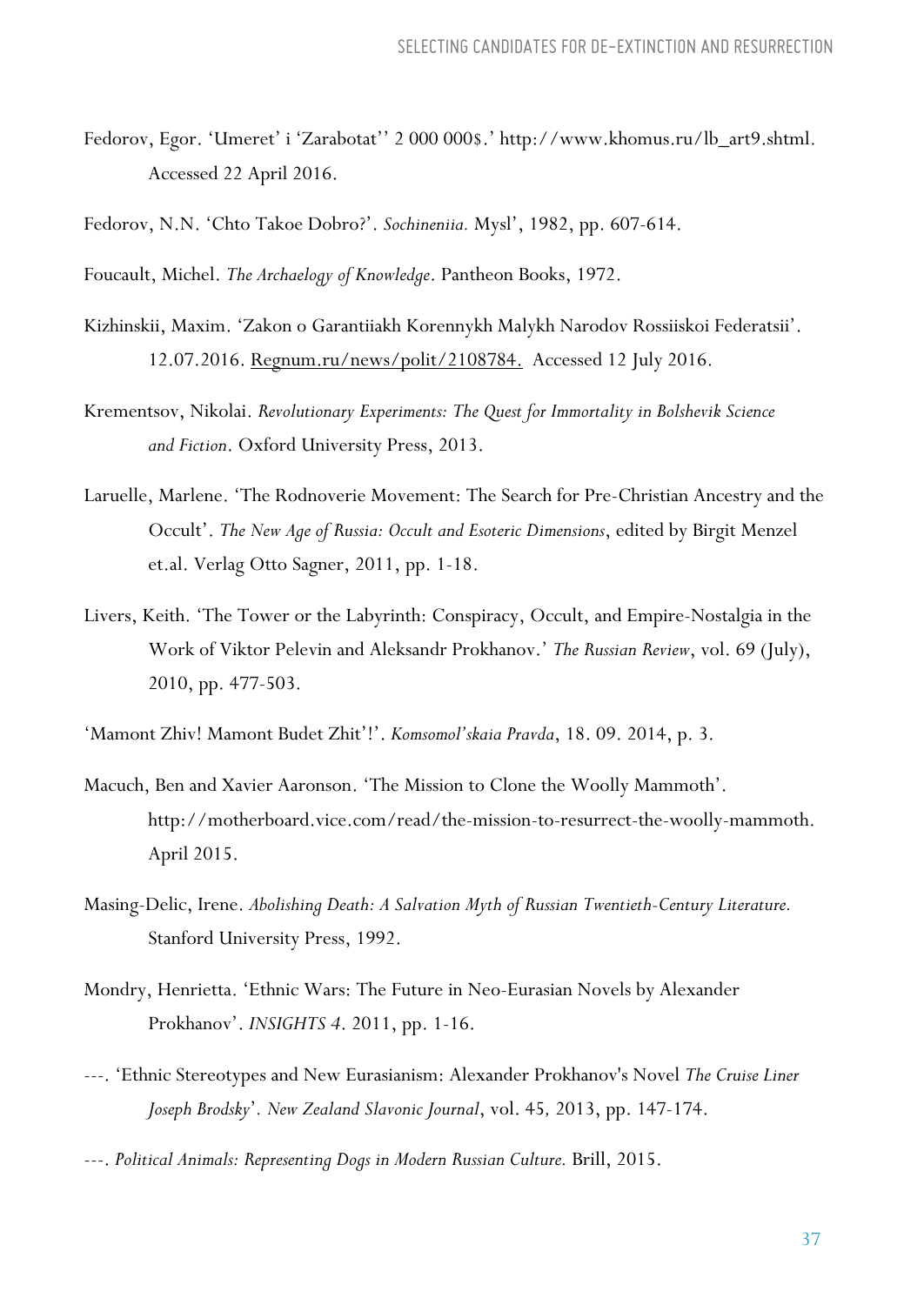Fedorov, Egor. 'Umeret' i 'Zarabotat'' 2 000 000$.' http://www.khomus.ru/lb_art9.shtml. Accessed 22 April 2016.

Fedorov, N.N. 'Chto Takoe Dobro?'. *Sochineniia.* Mysl', 1982, pp. 607-614.

Foucault, Michel. *The Archaelogy of Knowledge*. Pantheon Books, 1972.

Kizhinskii, Maxim. 'Zakon o Garantiiakh Korennykh Malykh Narodov Rossiiskoi Federatsii'. 12.07.2016. Regnum.ru/news/polit/2108784. Accessed 12 July 2016.

Krementsov, Nikolai. *Revolutionary Experiments: The Quest for Immortality in Bolshevik Science and Fiction*. Oxford University Press, 2013.

Laruelle, Marlene. 'The Rodnoverie Movement: The Search for Pre-Christian Ancestry and the Occult'. *The New Age of Russia: Occult and Esoteric Dimensions*, edited by Birgit Menzel et.al. Verlag Otto Sagner, 2011, pp. 1-18.

Livers, Keith. 'The Tower or the Labyrinth: Conspiracy, Occult, and Empire-Nostalgia in the Work of Viktor Pelevin and Aleksandr Prokhanov.' *The Russian Review*, vol. 69 (July), 2010, pp. 477-503.

'Mamont Zhiv! Mamont Budet Zhit'!'. *Komsomol'skaia Pravda*, 18. 09. 2014, p. 3.

Macuch, Ben and Xavier Aaronson. 'The Mission to Clone the Woolly Mammoth'. http://motherboard.vice.com/read/the-mission-to-resurrect-the-woolly-mammoth. April 2015.

Masing-Delic, Irene. *Abolishing Death: A Salvation Myth of Russian Twentieth-Century Literature.* Stanford University Press, 1992.

Mondry, Henrietta. 'Ethnic Wars: The Future in Neo-Eurasian Novels by Alexander Prokhanov'. *INSIGHTS 4*. 2011, pp. 1-16.

---. 'Ethnic Stereotypes and New Eurasianism: Alexander Prokhanov's Novel *The Cruise Liner Joseph Brodsky*'. *New Zealand Slavonic Journal*, vol. 45*,* 2013, pp. 147-174.

---. *Political Animals: Representing Dogs in Modern Russian Culture.* Brill, 2015.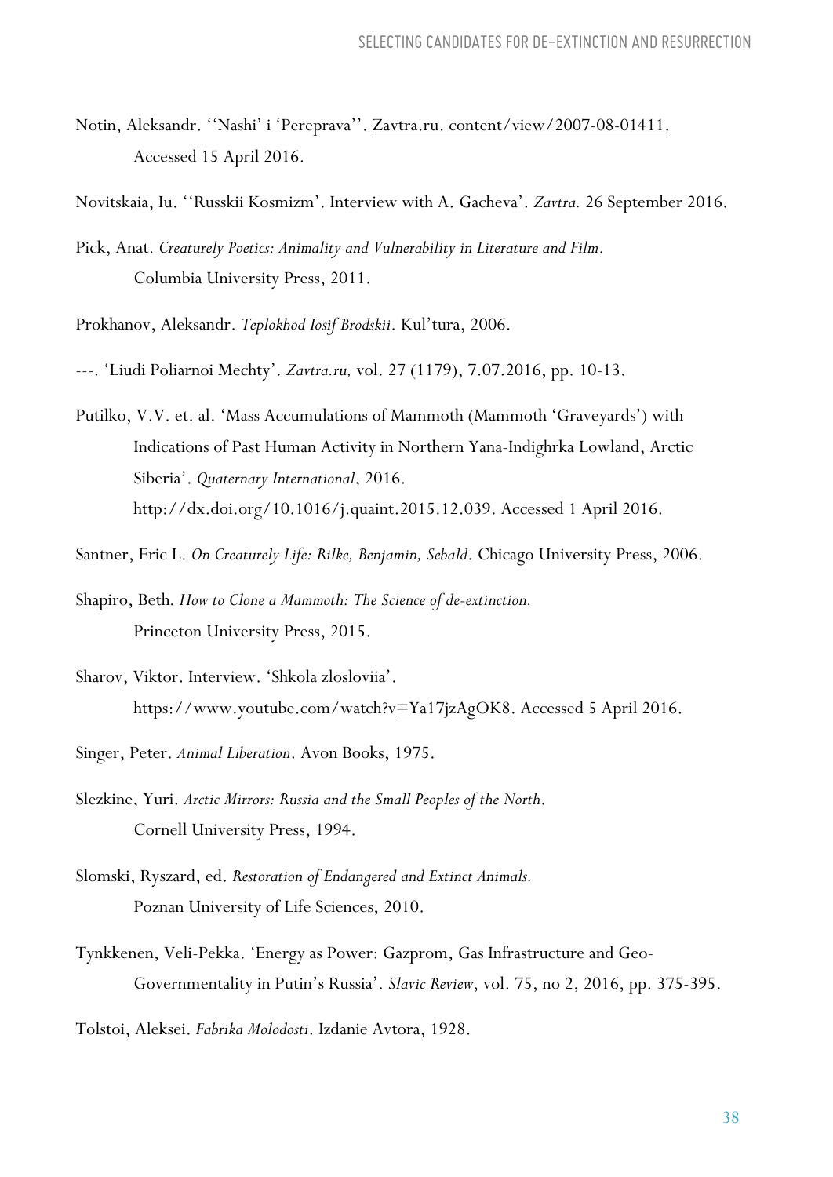Notin, Aleksandr. ''Nashi' i 'Pereprava''. Zavtra.ru. content/view/2007-08-01411. Accessed 15 April 2016.

Novitskaia, Iu. ''Russkii Kosmizm'. Interview with A. Gacheva'. *Zavtra.* 26 September 2016.

Pick, Anat. *Creaturely Poetics: Animality and Vulnerability in Literature and Film*. Columbia University Press, 2011.

Prokhanov, Aleksandr. *Teplokhod Iosif Brodskii*. Kul'tura, 2006.

---. 'Liudi Poliarnoi Mechty'. *Zavtra.ru,* vol. 27 (1179), 7.07.2016, pp. 10-13.

Putilko, V.V. et. al. 'Mass Accumulations of Mammoth (Mammoth 'Graveyards') with Indications of Past Human Activity in Northern Yana-Indighrka Lowland, Arctic Siberia'. *Quaternary International*, 2016. http://dx.doi.org/10.1016/j.quaint.2015.12.039. Accessed 1 April 2016.

Santner, Eric L. *On Creaturely Life: Rilke, Benjamin, Sebald*. Chicago University Press, 2006.

Shapiro, Beth. *How to Clone a Mammoth: The Science of de-extinction.* Princeton University Press, 2015.

Sharov, Viktor. Interview. 'Shkola zlosloviia'. https://www.youtube.com/watch?v=Ya17jzAgOK8. Accessed 5 April 2016.

Singer, Peter. *Animal Liberation*. Avon Books, 1975.

Slezkine, Yuri. *Arctic Mirrors: Russia and the Small Peoples of the North*. Cornell University Press, 1994.

Slomski, Ryszard, ed. *Restoration of Endangered and Extinct Animals.* Poznan University of Life Sciences, 2010.

Tynkkenen, Veli-Pekka. 'Energy as Power: Gazprom, Gas Infrastructure and Geo-Governmentality in Putin's Russia'. *Slavic Review*, vol. 75, no 2, 2016, pp. 375-395.

Tolstoi, Aleksei. *Fabrika Molodosti*. Izdanie Avtora, 1928.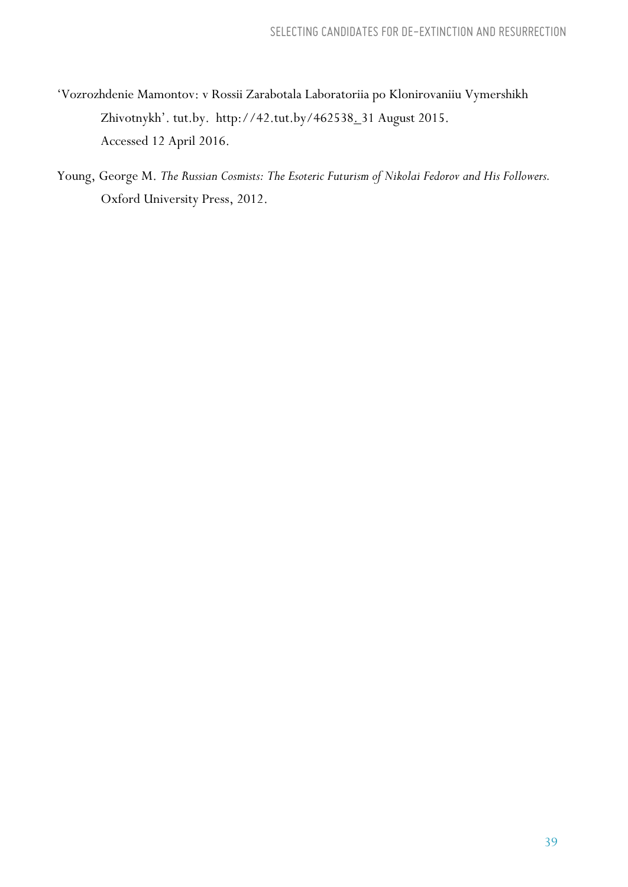'Vozrozhdenie Mamontov: v Rossii Zarabotala Laboratoriia po Klonirovaniiu Vymershikh Zhivotnykh'. tut.by. http://42.tut.by/462538. 31 August 2015. Accessed 12 April 2016.

Young, George M. *The Russian Cosmists: The Esoteric Futurism of Nikolai Fedorov and His Followers.* Oxford University Press, 2012.